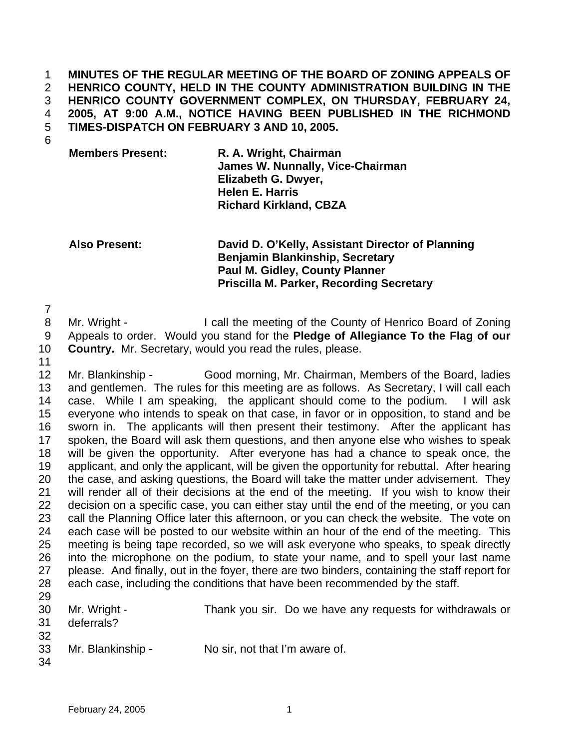**MINUTES OF THE REGULAR MEETING OF THE BOARD OF ZONING APPEALS OF HENRICO COUNTY, HELD IN THE COUNTY ADMINISTRATION BUILDING IN THE HENRICO COUNTY GOVERNMENT COMPLEX, ON THURSDAY, FEBRUARY 24, 2005, AT 9:00 A.M., NOTICE HAVING BEEN PUBLISHED IN THE RICHMOND TIMES-DISPATCH ON FEBRUARY 3 AND 10, 2005.**

| | |
|---|---|
| **Members Present:** | **R. A. Wright, Chairman** |
| | **James W. Nunnally, Vice-Chairman** |
| | **Elizabeth G. Dwyer,** |
| | **Helen E. Harris** |
| | **Richard Kirkland, CBZA** |

| | |
|---|---|
| **Also Present:** | **David D. O'Kelly, Assistant Director of Planning** |
| | **Benjamin Blankinship, Secretary** |
| | **Paul M. Gidley, County Planner** |
| | **Priscilla M. Parker, Recording Secretary** |

Mr. Wright - I call the meeting of the County of Henrico Board of Zoning Appeals to order. Would you stand for the **Pledge of Allegiance To the Flag of our Country.** Mr. Secretary, would you read the rules, please.

Mr. Blankinship - Good morning, Mr. Chairman, Members of the Board, ladies and gentlemen. The rules for this meeting are as follows. As Secretary, I will call each case. While I am speaking, the applicant should come to the podium. I will ask everyone who intends to speak on that case, in favor or in opposition, to stand and be sworn in. The applicants will then present their testimony. After the applicant has spoken, the Board will ask them questions, and then anyone else who wishes to speak will be given the opportunity. After everyone has had a chance to speak once, the applicant, and only the applicant, will be given the opportunity for rebuttal. After hearing the case, and asking questions, the Board will take the matter under advisement. They will render all of their decisions at the end of the meeting. If you wish to know their decision on a specific case, you can either stay until the end of the meeting, or you can call the Planning Office later this afternoon, or you can check the website. The vote on each case will be posted to our website within an hour of the end of the meeting. This meeting is being tape recorded, so we will ask everyone who speaks, to speak directly into the microphone on the podium, to state your name, and to spell your last name please. And finally, out in the foyer, there are two binders, containing the staff report for each case, including the conditions that have been recommended by the staff.

Mr. Wright - Thank you sir. Do we have any requests for withdrawals or deferrals?

Mr. Blankinship - No sir, not that I'm aware of.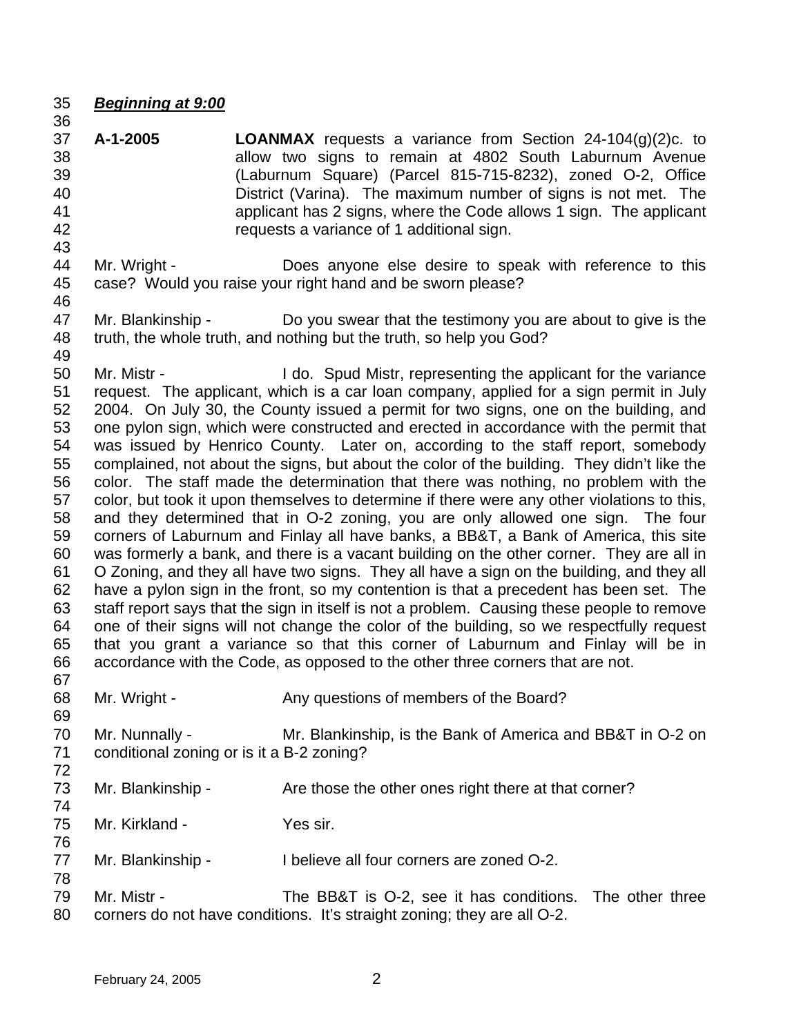***Beginning at 9:00***

**A-1-2005** **LOANMAX** requests a variance from Section 24-104(g)(2)c. to allow two signs to remain at 4802 South Laburnum Avenue (Laburnum Square) (Parcel 815-715-8232), zoned O-2, Office District (Varina). The maximum number of signs is not met. The applicant has 2 signs, where the Code allows 1 sign. The applicant requests a variance of 1 additional sign.

Mr. Wright - Does anyone else desire to speak with reference to this case? Would you raise your right hand and be sworn please?

Mr. Blankinship - Do you swear that the testimony you are about to give is the truth, the whole truth, and nothing but the truth, so help you God?

Mr. Mistr - I do. Spud Mistr, representing the applicant for the variance request. The applicant, which is a car loan company, applied for a sign permit in July 2004. On July 30, the County issued a permit for two signs, one on the building, and one pylon sign, which were constructed and erected in accordance with the permit that was issued by Henrico County. Later on, according to the staff report, somebody complained, not about the signs, but about the color of the building. They didn't like the color. The staff made the determination that there was nothing, no problem with the color, but took it upon themselves to determine if there were any other violations to this, and they determined that in O-2 zoning, you are only allowed one sign. The four corners of Laburnum and Finlay all have banks, a BB&T, a Bank of America, this site was formerly a bank, and there is a vacant building on the other corner. They are all in O Zoning, and they all have two signs. They all have a sign on the building, and they all have a pylon sign in the front, so my contention is that a precedent has been set. The staff report says that the sign in itself is not a problem. Causing these people to remove one of their signs will not change the color of the building, so we respectfully request that you grant a variance so that this corner of Laburnum and Finlay will be in accordance with the Code, as opposed to the other three corners that are not.

Mr. Wright - Any questions of members of the Board?

Mr. Nunnally - Mr. Blankinship, is the Bank of America and BB&T in O-2 on conditional zoning or is it a B-2 zoning?

Mr. Blankinship - Are those the other ones right there at that corner?

Mr. Kirkland - Yes sir.

Mr. Blankinship - I believe all four corners are zoned O-2.

Mr. Mistr - The BB&T is O-2, see it has conditions. The other three corners do not have conditions. It's straight zoning; they are all O-2.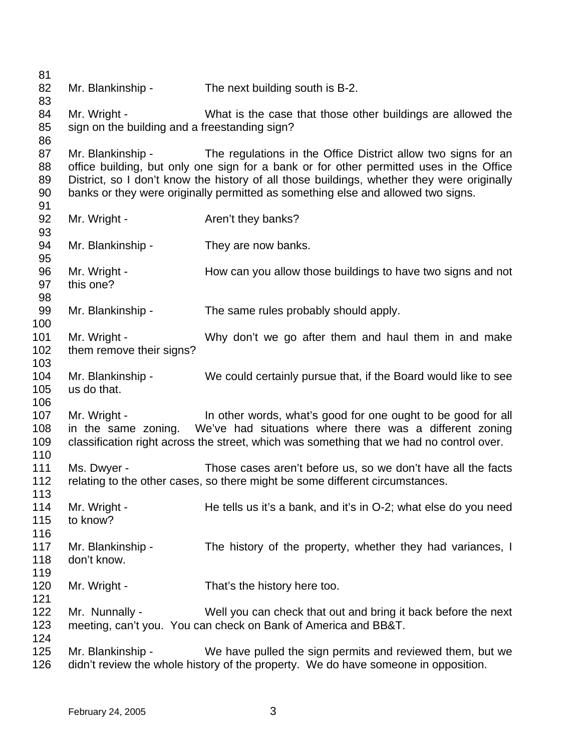Mr. Blankinship - The next building south is B-2.

Mr. Wright - What is the case that those other buildings are allowed the sign on the building and a freestanding sign?

Mr. Blankinship - The regulations in the Office District allow two signs for an office building, but only one sign for a bank or for other permitted uses in the Office District, so I don't know the history of all those buildings, whether they were originally banks or they were originally permitted as something else and allowed two signs.

Mr. Wright - Aren't they banks?

Mr. Blankinship - They are now banks.

Mr. Wright - How can you allow those buildings to have two signs and not this one?

Mr. Blankinship - The same rules probably should apply.

Mr. Wright - Why don't we go after them and haul them in and make them remove their signs?

Mr. Blankinship - We could certainly pursue that, if the Board would like to see us do that.

Mr. Wright - In other words, what's good for one ought to be good for all in the same zoning. We've had situations where there was a different zoning classification right across the street, which was something that we had no control over.

Ms. Dwyer - Those cases aren't before us, so we don't have all the facts relating to the other cases, so there might be some different circumstances.

Mr. Wright - He tells us it's a bank, and it's in O-2; what else do you need to know?

Mr. Blankinship - The history of the property, whether they had variances, I don't know.

Mr. Wright - That's the history here too.

Mr. Nunnally - Well you can check that out and bring it back before the next meeting, can't you. You can check on Bank of America and BB&T.

Mr. Blankinship - We have pulled the sign permits and reviewed them, but we didn't review the whole history of the property. We do have someone in opposition.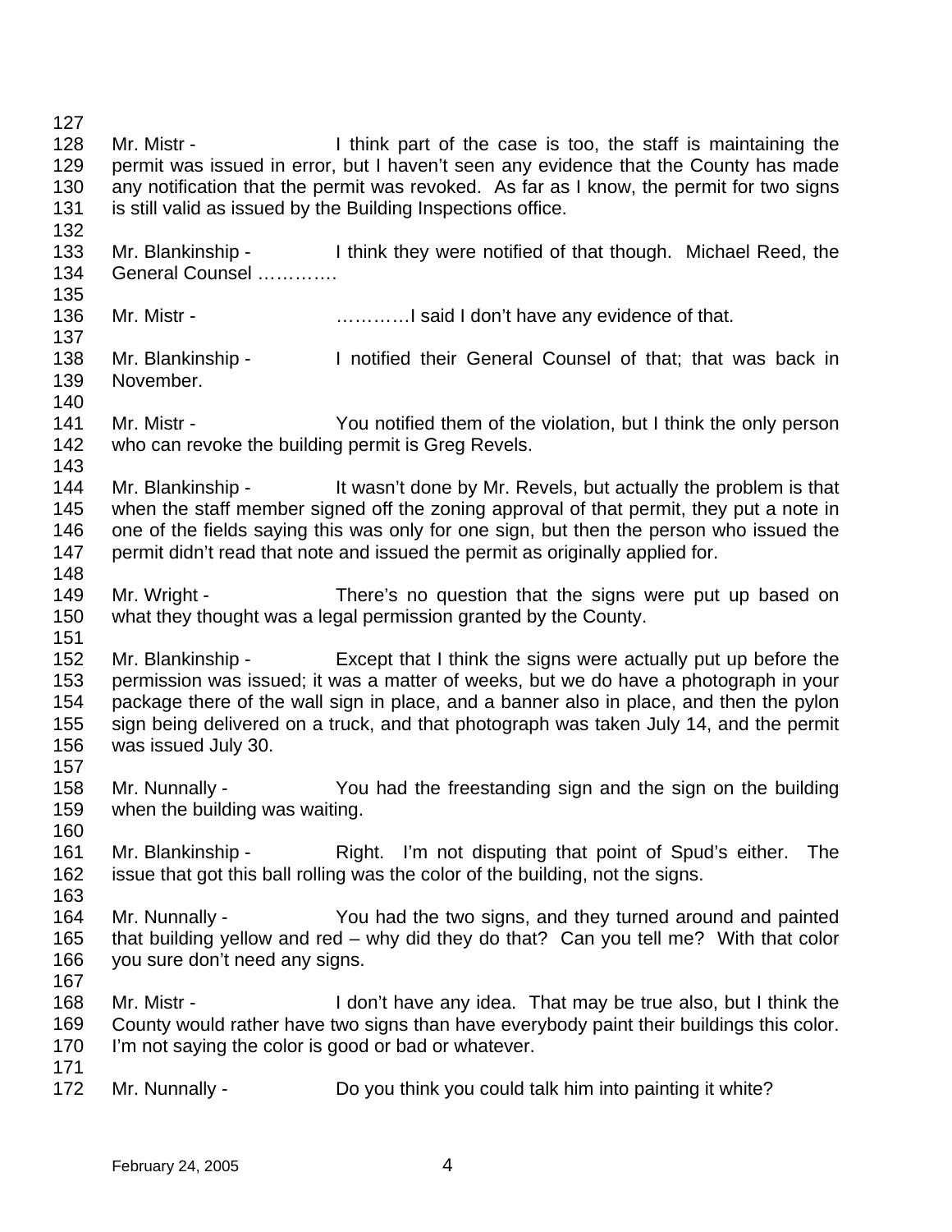Mr. Mistr - I think part of the case is too, the staff is maintaining the permit was issued in error, but I haven't seen any evidence that the County has made any notification that the permit was revoked. As far as I know, the permit for two signs is still valid as issued by the Building Inspections office.

Mr. Blankinship - I think they were notified of that though. Michael Reed, the General Counsel ………….

Mr. Mistr - …………I said I don't have any evidence of that.

Mr. Blankinship - I notified their General Counsel of that; that was back in November.

Mr. Mistr - You notified them of the violation, but I think the only person who can revoke the building permit is Greg Revels.

Mr. Blankinship - It wasn't done by Mr. Revels, but actually the problem is that when the staff member signed off the zoning approval of that permit, they put a note in one of the fields saying this was only for one sign, but then the person who issued the permit didn't read that note and issued the permit as originally applied for.

Mr. Wright - There's no question that the signs were put up based on what they thought was a legal permission granted by the County.

Mr. Blankinship - Except that I think the signs were actually put up before the permission was issued; it was a matter of weeks, but we do have a photograph in your package there of the wall sign in place, and a banner also in place, and then the pylon sign being delivered on a truck, and that photograph was taken July 14, and the permit was issued July 30.

Mr. Nunnally - You had the freestanding sign and the sign on the building when the building was waiting.

Mr. Blankinship - Right. I'm not disputing that point of Spud's either. The issue that got this ball rolling was the color of the building, not the signs.

Mr. Nunnally - You had the two signs, and they turned around and painted that building yellow and red – why did they do that? Can you tell me? With that color you sure don't need any signs.

Mr. Mistr - I don't have any idea. That may be true also, but I think the County would rather have two signs than have everybody paint their buildings this color. I'm not saying the color is good or bad or whatever.

Mr. Nunnally - Do you think you could talk him into painting it white?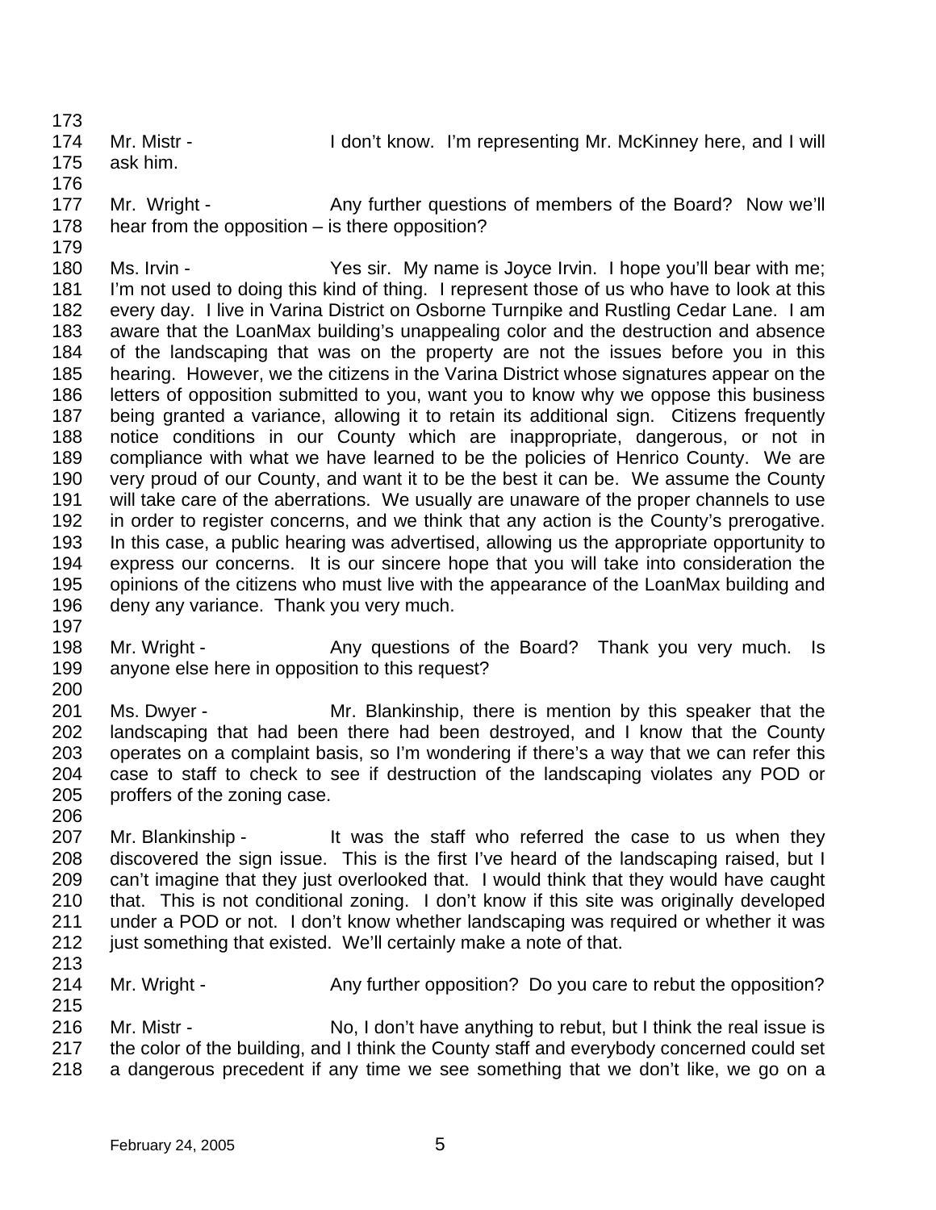Mr. Mistr - I don't know. I'm representing Mr. McKinney here, and I will ask him.

Mr. Wright - Any further questions of members of the Board? Now we'll hear from the opposition – is there opposition?

Ms. Irvin - Yes sir. My name is Joyce Irvin. I hope you'll bear with me; I'm not used to doing this kind of thing. I represent those of us who have to look at this every day. I live in Varina District on Osborne Turnpike and Rustling Cedar Lane. I am aware that the LoanMax building's unappealing color and the destruction and absence of the landscaping that was on the property are not the issues before you in this hearing. However, we the citizens in the Varina District whose signatures appear on the letters of opposition submitted to you, want you to know why we oppose this business being granted a variance, allowing it to retain its additional sign. Citizens frequently notice conditions in our County which are inappropriate, dangerous, or not in compliance with what we have learned to be the policies of Henrico County. We are very proud of our County, and want it to be the best it can be. We assume the County will take care of the aberrations. We usually are unaware of the proper channels to use in order to register concerns, and we think that any action is the County's prerogative. In this case, a public hearing was advertised, allowing us the appropriate opportunity to express our concerns. It is our sincere hope that you will take into consideration the opinions of the citizens who must live with the appearance of the LoanMax building and deny any variance. Thank you very much.

Mr. Wright - Any questions of the Board? Thank you very much. Is anyone else here in opposition to this request?

Ms. Dwyer - Mr. Blankinship, there is mention by this speaker that the landscaping that had been there had been destroyed, and I know that the County operates on a complaint basis, so I'm wondering if there's a way that we can refer this case to staff to check to see if destruction of the landscaping violates any POD or proffers of the zoning case.

Mr. Blankinship - It was the staff who referred the case to us when they discovered the sign issue. This is the first I've heard of the landscaping raised, but I can't imagine that they just overlooked that. I would think that they would have caught that. This is not conditional zoning. I don't know if this site was originally developed under a POD or not. I don't know whether landscaping was required or whether it was just something that existed. We'll certainly make a note of that.

Mr. Wright - Any further opposition? Do you care to rebut the opposition?

Mr. Mistr - No, I don't have anything to rebut, but I think the real issue is the color of the building, and I think the County staff and everybody concerned could set a dangerous precedent if any time we see something that we don't like, we go on a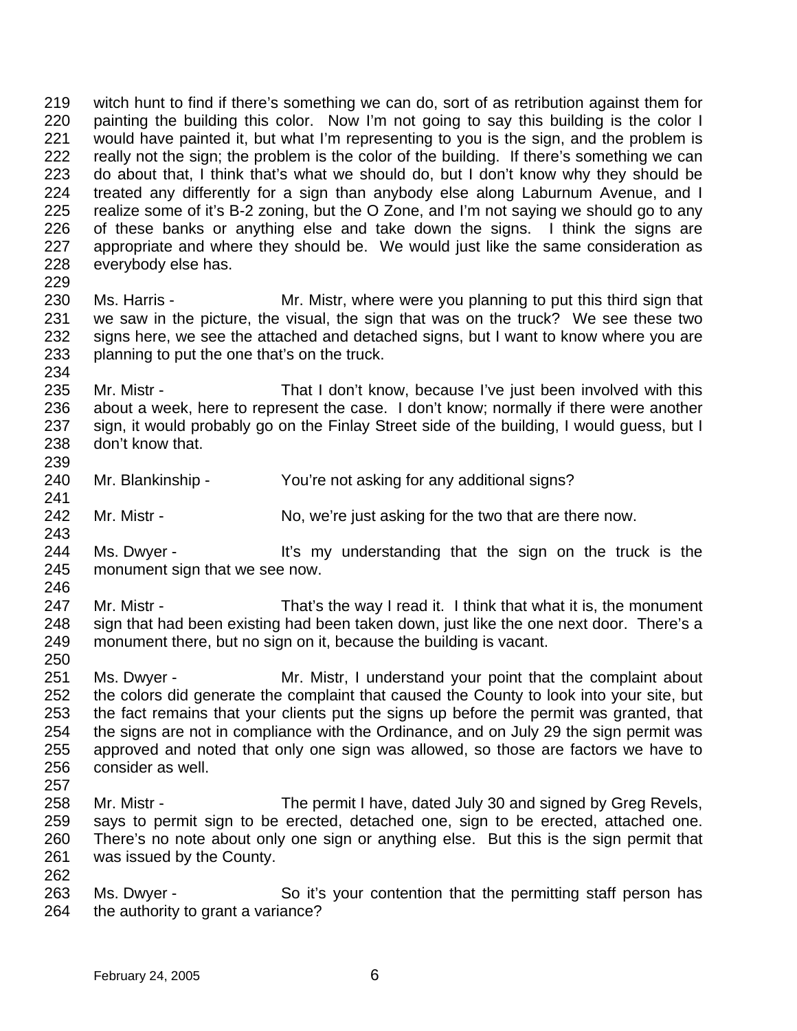witch hunt to find if there's something we can do, sort of as retribution against them for painting the building this color. Now I'm not going to say this building is the color I would have painted it, but what I'm representing to you is the sign, and the problem is really not the sign; the problem is the color of the building. If there's something we can do about that, I think that's what we should do, but I don't know why they should be treated any differently for a sign than anybody else along Laburnum Avenue, and I realize some of it's B-2 zoning, but the O Zone, and I'm not saying we should go to any of these banks or anything else and take down the signs. I think the signs are appropriate and where they should be. We would just like the same consideration as everybody else has.

Ms. Harris - Mr. Mistr, where were you planning to put this third sign that we saw in the picture, the visual, the sign that was on the truck? We see these two signs here, we see the attached and detached signs, but I want to know where you are planning to put the one that's on the truck.

Mr. Mistr - That I don't know, because I've just been involved with this about a week, here to represent the case. I don't know; normally if there were another sign, it would probably go on the Finlay Street side of the building, I would guess, but I don't know that.

Mr. Blankinship - You're not asking for any additional signs?

Mr. Mistr - No, we're just asking for the two that are there now.

Ms. Dwyer - It's my understanding that the sign on the truck is the monument sign that we see now.

Mr. Mistr - That's the way I read it. I think that what it is, the monument sign that had been existing had been taken down, just like the one next door. There's a monument there, but no sign on it, because the building is vacant.

Ms. Dwyer - Mr. Mistr, I understand your point that the complaint about the colors did generate the complaint that caused the County to look into your site, but the fact remains that your clients put the signs up before the permit was granted, that the signs are not in compliance with the Ordinance, and on July 29 the sign permit was approved and noted that only one sign was allowed, so those are factors we have to consider as well.

Mr. Mistr - The permit I have, dated July 30 and signed by Greg Revels, says to permit sign to be erected, detached one, sign to be erected, attached one. There's no note about only one sign or anything else. But this is the sign permit that was issued by the County.

Ms. Dwyer - So it's your contention that the permitting staff person has the authority to grant a variance?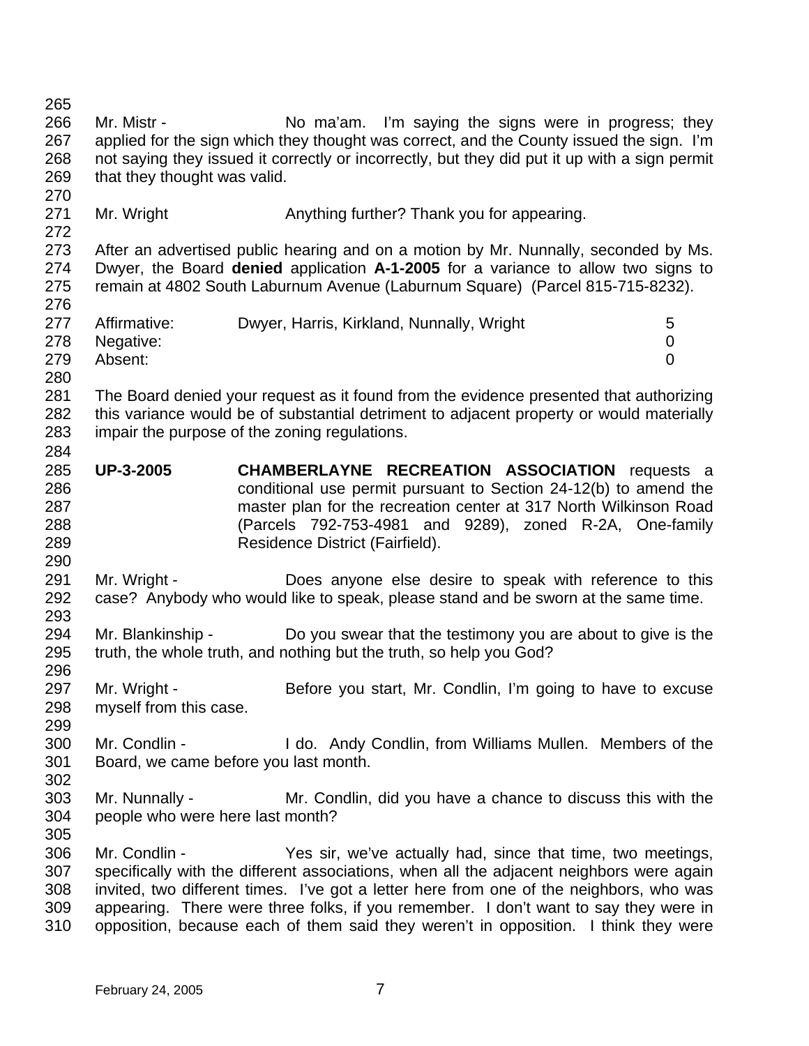Mr. Mistr - No ma'am. I'm saying the signs were in progress; they applied for the sign which they thought was correct, and the County issued the sign. I'm not saying they issued it correctly or incorrectly, but they did put it up with a sign permit that they thought was valid.

Mr. Wright Anything further? Thank you for appearing.

After an advertised public hearing and on a motion by Mr. Nunnally, seconded by Ms. Dwyer, the Board **denied** application **A-1-2005** for a variance to allow two signs to remain at 4802 South Laburnum Avenue (Laburnum Square) (Parcel 815-715-8232).

| | | |
|---|---|---|
| Affirmative: | Dwyer, Harris, Kirkland, Nunnally, Wright | 5 |
| Negative: | | 0 |
| Absent: | | 0 |

The Board denied your request as it found from the evidence presented that authorizing this variance would be of substantial detriment to adjacent property or would materially impair the purpose of the zoning regulations.

**UP-3-2005** **CHAMBERLAYNE RECREATION ASSOCIATION** requests a conditional use permit pursuant to Section 24-12(b) to amend the master plan for the recreation center at 317 North Wilkinson Road (Parcels 792-753-4981 and 9289), zoned R-2A, One-family Residence District (Fairfield).

Mr. Wright - Does anyone else desire to speak with reference to this case? Anybody who would like to speak, please stand and be sworn at the same time.

Mr. Blankinship - Do you swear that the testimony you are about to give is the truth, the whole truth, and nothing but the truth, so help you God?

Mr. Wright - Before you start, Mr. Condlin, I'm going to have to excuse myself from this case.

Mr. Condlin - I do. Andy Condlin, from Williams Mullen. Members of the Board, we came before you last month.

Mr. Nunnally - Mr. Condlin, did you have a chance to discuss this with the people who were here last month?

Mr. Condlin - Yes sir, we've actually had, since that time, two meetings, specifically with the different associations, when all the adjacent neighbors were again invited, two different times. I've got a letter here from one of the neighbors, who was appearing. There were three folks, if you remember. I don't want to say they were in opposition, because each of them said they weren't in opposition. I think they were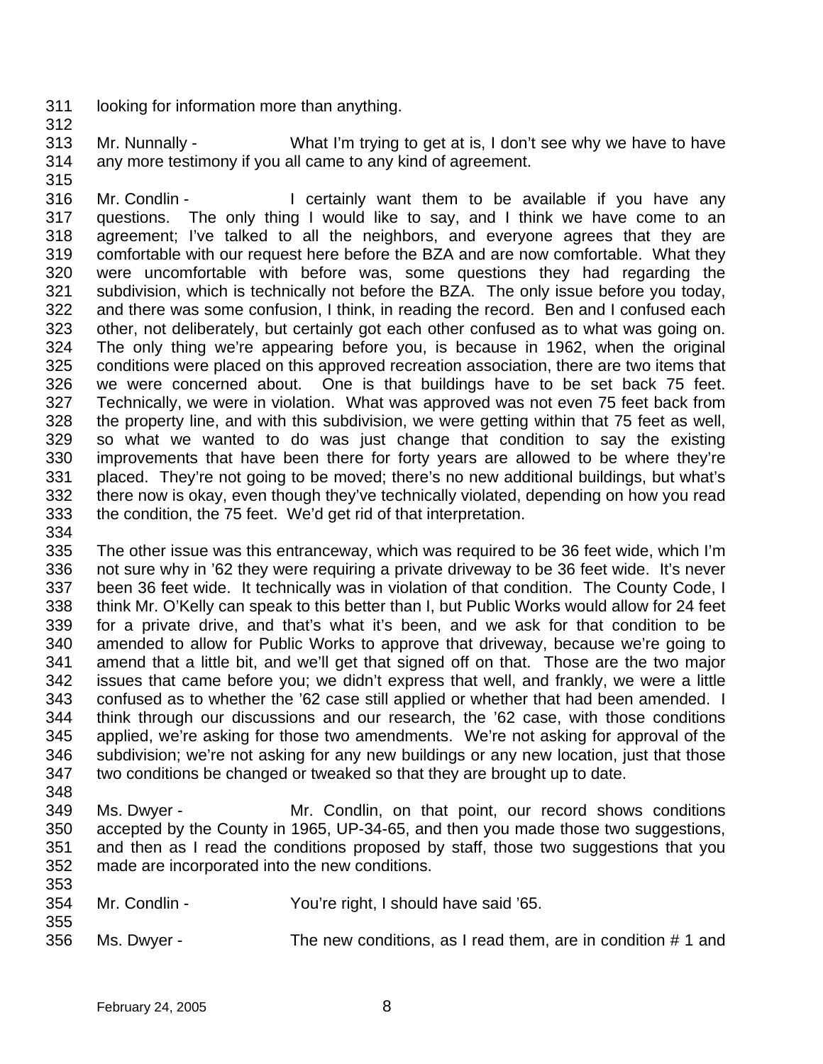looking for information more than anything.

Mr. Nunnally - What I'm trying to get at is, I don't see why we have to have any more testimony if you all came to any kind of agreement.

Mr. Condlin - I certainly want them to be available if you have any questions. The only thing I would like to say, and I think we have come to an agreement; I've talked to all the neighbors, and everyone agrees that they are comfortable with our request here before the BZA and are now comfortable. What they were uncomfortable with before was, some questions they had regarding the subdivision, which is technically not before the BZA. The only issue before you today, and there was some confusion, I think, in reading the record. Ben and I confused each other, not deliberately, but certainly got each other confused as to what was going on. The only thing we're appearing before you, is because in 1962, when the original conditions were placed on this approved recreation association, there are two items that we were concerned about. One is that buildings have to be set back 75 feet. Technically, we were in violation. What was approved was not even 75 feet back from the property line, and with this subdivision, we were getting within that 75 feet as well, so what we wanted to do was just change that condition to say the existing improvements that have been there for forty years are allowed to be where they're placed. They're not going to be moved; there's no new additional buildings, but what's there now is okay, even though they've technically violated, depending on how you read the condition, the 75 feet. We'd get rid of that interpretation.

The other issue was this entranceway, which was required to be 36 feet wide, which I'm not sure why in '62 they were requiring a private driveway to be 36 feet wide. It's never been 36 feet wide. It technically was in violation of that condition. The County Code, I think Mr. O'Kelly can speak to this better than I, but Public Works would allow for 24 feet for a private drive, and that's what it's been, and we ask for that condition to be amended to allow for Public Works to approve that driveway, because we're going to amend that a little bit, and we'll get that signed off on that. Those are the two major issues that came before you; we didn't express that well, and frankly, we were a little confused as to whether the '62 case still applied or whether that had been amended. I think through our discussions and our research, the '62 case, with those conditions applied, we're asking for those two amendments. We're not asking for approval of the subdivision; we're not asking for any new buildings or any new location, just that those two conditions be changed or tweaked so that they are brought up to date.

Ms. Dwyer - Mr. Condlin, on that point, our record shows conditions accepted by the County in 1965, UP-34-65, and then you made those two suggestions, and then as I read the conditions proposed by staff, those two suggestions that you made are incorporated into the new conditions.

Mr. Condlin - You're right, I should have said '65.

Ms. Dwyer - The new conditions, as I read them, are in condition # 1 and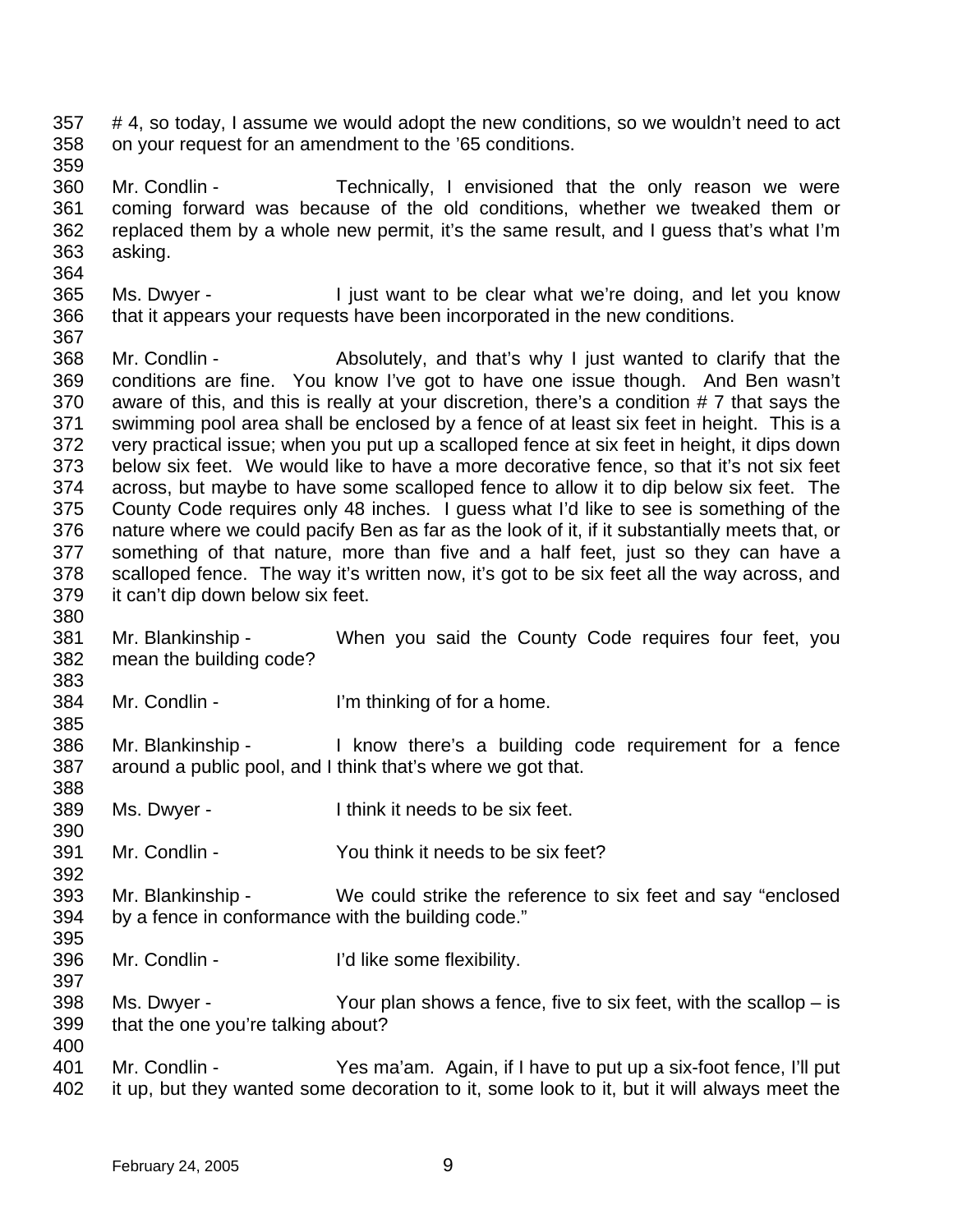357 # 4, so today, I assume we would adopt the new conditions, so we wouldn't need to act
358 on your request for an amendment to the '65 conditions.

360 Mr. Condlin - Technically, I envisioned that the only reason we were
361 coming forward was because of the old conditions, whether we tweaked them or
362 replaced them by a whole new permit, it's the same result, and I guess that's what I'm
363 asking.

365 Ms. Dwyer - I just want to be clear what we're doing, and let you know
366 that it appears your requests have been incorporated in the new conditions.

368 Mr. Condlin - Absolutely, and that's why I just wanted to clarify that the
369 conditions are fine. You know I've got to have one issue though. And Ben wasn't
370 aware of this, and this is really at your discretion, there's a condition # 7 that says the
371 swimming pool area shall be enclosed by a fence of at least six feet in height. This is a
372 very practical issue; when you put up a scalloped fence at six feet in height, it dips down
373 below six feet. We would like to have a more decorative fence, so that it's not six feet
374 across, but maybe to have some scalloped fence to allow it to dip below six feet. The
375 County Code requires only 48 inches. I guess what I'd like to see is something of the
376 nature where we could pacify Ben as far as the look of it, if it substantially meets that, or
377 something of that nature, more than five and a half feet, just so they can have a
378 scalloped fence. The way it's written now, it's got to be six feet all the way across, and
379 it can't dip down below six feet.

381 Mr. Blankinship - When you said the County Code requires four feet, you
382 mean the building code?

384 Mr. Condlin - I'm thinking of for a home.

386 Mr. Blankinship - I know there's a building code requirement for a fence
387 around a public pool, and I think that's where we got that.

389 Ms. Dwyer - I think it needs to be six feet.

391 Mr. Condlin - You think it needs to be six feet?

393 Mr. Blankinship - We could strike the reference to six feet and say "enclosed
394 by a fence in conformance with the building code."

396 Mr. Condlin - I'd like some flexibility.

398 Ms. Dwyer - Your plan shows a fence, five to six feet, with the scallop – is
399 that the one you're talking about?

401 Mr. Condlin - Yes ma'am. Again, if I have to put up a six-foot fence, I'll put
402 it up, but they wanted some decoration to it, some look to it, but it will always meet the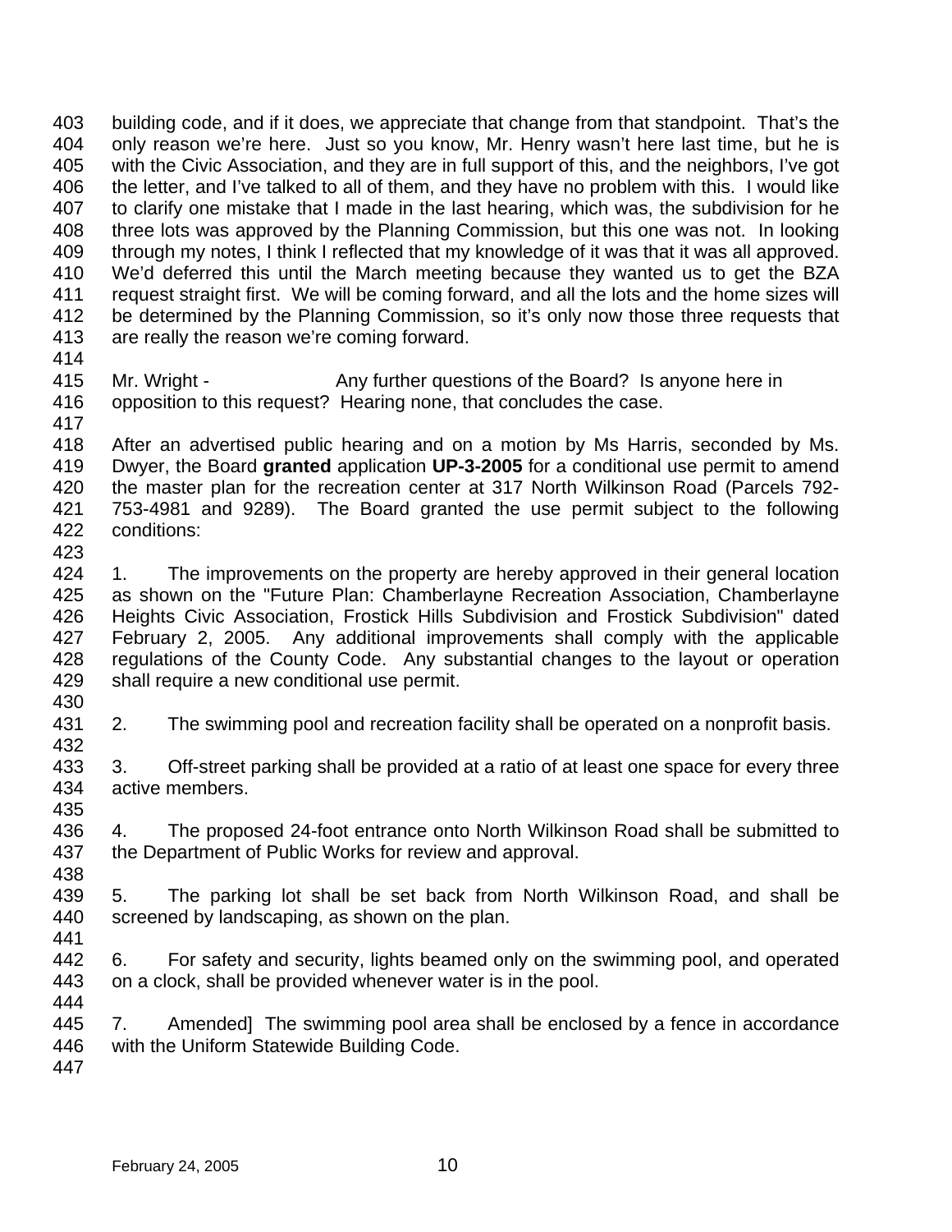building code, and if it does, we appreciate that change from that standpoint. That's the only reason we're here. Just so you know, Mr. Henry wasn't here last time, but he is with the Civic Association, and they are in full support of this, and the neighbors, I've got the letter, and I've talked to all of them, and they have no problem with this. I would like to clarify one mistake that I made in the last hearing, which was, the subdivision for he three lots was approved by the Planning Commission, but this one was not. In looking through my notes, I think I reflected that my knowledge of it was that it was all approved. We'd deferred this until the March meeting because they wanted us to get the BZA request straight first. We will be coming forward, and all the lots and the home sizes will be determined by the Planning Commission, so it's only now those three requests that are really the reason we're coming forward.

Mr. Wright - Any further questions of the Board? Is anyone here in opposition to this request? Hearing none, that concludes the case.

After an advertised public hearing and on a motion by Ms Harris, seconded by Ms. Dwyer, the Board **granted** application **UP-3-2005** for a conditional use permit to amend the master plan for the recreation center at 317 North Wilkinson Road (Parcels 792-753-4981 and 9289). The Board granted the use permit subject to the following conditions:

1. The improvements on the property are hereby approved in their general location as shown on the "Future Plan: Chamberlayne Recreation Association, Chamberlayne Heights Civic Association, Frostick Hills Subdivision and Frostick Subdivision" dated February 2, 2005. Any additional improvements shall comply with the applicable regulations of the County Code. Any substantial changes to the layout or operation shall require a new conditional use permit.

2. The swimming pool and recreation facility shall be operated on a nonprofit basis.

3. Off-street parking shall be provided at a ratio of at least one space for every three active members.

4. The proposed 24-foot entrance onto North Wilkinson Road shall be submitted to the Department of Public Works for review and approval.

5. The parking lot shall be set back from North Wilkinson Road, and shall be screened by landscaping, as shown on the plan.

6. For safety and security, lights beamed only on the swimming pool, and operated on a clock, shall be provided whenever water is in the pool.

7. Amended] The swimming pool area shall be enclosed by a fence in accordance with the Uniform Statewide Building Code.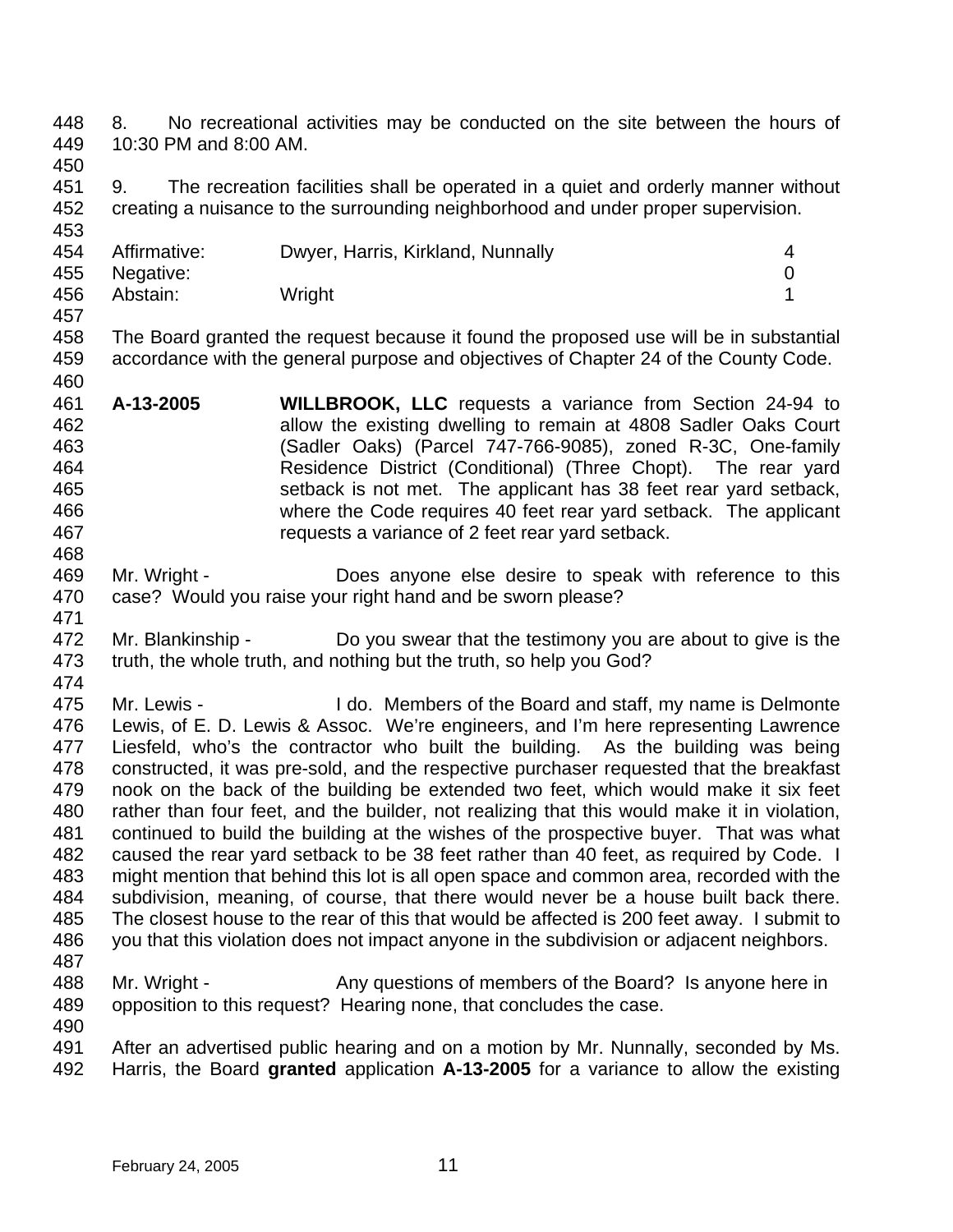8. No recreational activities may be conducted on the site between the hours of 10:30 PM and 8:00 AM.

9. The recreation facilities shall be operated in a quiet and orderly manner without creating a nuisance to the surrounding neighborhood and under proper supervision.

| | | |
|---|---|---|
| Affirmative: | Dwyer, Harris, Kirkland, Nunnally | 4 |
| Negative: | | 0 |
| Abstain: | Wright | 1 |

The Board granted the request because it found the proposed use will be in substantial accordance with the general purpose and objectives of Chapter 24 of the County Code.

**A-13-2005** **WILLBROOK, LLC** requests a variance from Section 24-94 to allow the existing dwelling to remain at 4808 Sadler Oaks Court (Sadler Oaks) (Parcel 747-766-9085), zoned R-3C, One-family Residence District (Conditional) (Three Chopt). The rear yard setback is not met. The applicant has 38 feet rear yard setback, where the Code requires 40 feet rear yard setback. The applicant requests a variance of 2 feet rear yard setback.

Mr. Wright - Does anyone else desire to speak with reference to this case? Would you raise your right hand and be sworn please?

Mr. Blankinship - Do you swear that the testimony you are about to give is the truth, the whole truth, and nothing but the truth, so help you God?

Mr. Lewis - I do. Members of the Board and staff, my name is Delmonte Lewis, of E. D. Lewis & Assoc. We're engineers, and I'm here representing Lawrence Liesfeld, who's the contractor who built the building. As the building was being constructed, it was pre-sold, and the respective purchaser requested that the breakfast nook on the back of the building be extended two feet, which would make it six feet rather than four feet, and the builder, not realizing that this would make it in violation, continued to build the building at the wishes of the prospective buyer. That was what caused the rear yard setback to be 38 feet rather than 40 feet, as required by Code. I might mention that behind this lot is all open space and common area, recorded with the subdivision, meaning, of course, that there would never be a house built back there. The closest house to the rear of this that would be affected is 200 feet away. I submit to you that this violation does not impact anyone in the subdivision or adjacent neighbors.

Mr. Wright - Any questions of members of the Board? Is anyone here in opposition to this request? Hearing none, that concludes the case.

After an advertised public hearing and on a motion by Mr. Nunnally, seconded by Ms. Harris, the Board **granted** application **A-13-2005** for a variance to allow the existing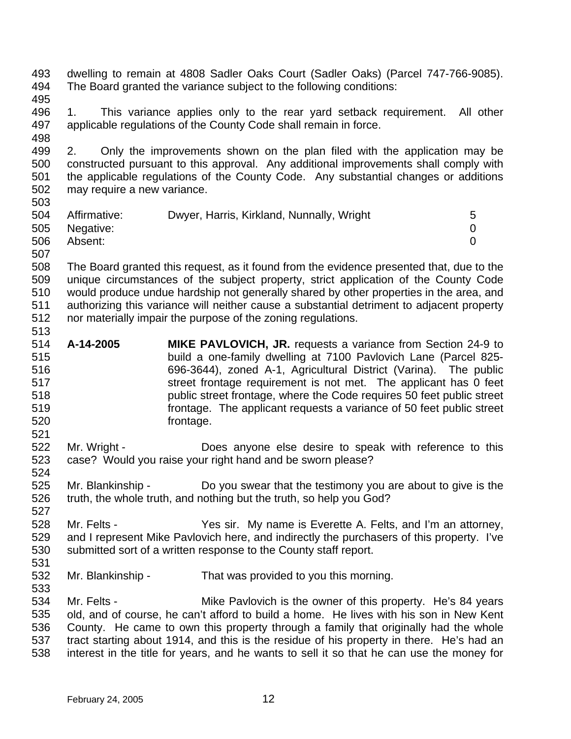dwelling to remain at 4808 Sadler Oaks Court (Sadler Oaks) (Parcel 747-766-9085). The Board granted the variance subject to the following conditions:

1. This variance applies only to the rear yard setback requirement. All other applicable regulations of the County Code shall remain in force.

2. Only the improvements shown on the plan filed with the application may be constructed pursuant to this approval. Any additional improvements shall comply with the applicable regulations of the County Code. Any substantial changes or additions may require a new variance.

| | | |
|---|---|---|
| Affirmative: | Dwyer, Harris, Kirkland, Nunnally, Wright | 5 |
| Negative: | | 0 |
| Absent: | | 0 |

The Board granted this request, as it found from the evidence presented that, due to the unique circumstances of the subject property, strict application of the County Code would produce undue hardship not generally shared by other properties in the area, and authorizing this variance will neither cause a substantial detriment to adjacent property nor materially impair the purpose of the zoning regulations.

**A-14-2005** **MIKE PAVLOVICH, JR.** requests a variance from Section 24-9 to build a one-family dwelling at 7100 Pavlovich Lane (Parcel 825-696-3644), zoned A-1, Agricultural District (Varina). The public street frontage requirement is not met. The applicant has 0 feet public street frontage, where the Code requires 50 feet public street frontage. The applicant requests a variance of 50 feet public street frontage.

Mr. Wright - Does anyone else desire to speak with reference to this case? Would you raise your right hand and be sworn please?

Mr. Blankinship - Do you swear that the testimony you are about to give is the truth, the whole truth, and nothing but the truth, so help you God?

Mr. Felts - Yes sir. My name is Everette A. Felts, and I'm an attorney, and I represent Mike Pavlovich here, and indirectly the purchasers of this property. I've submitted sort of a written response to the County staff report.

Mr. Blankinship - That was provided to you this morning.

Mr. Felts - Mike Pavlovich is the owner of this property. He's 84 years old, and of course, he can't afford to build a home. He lives with his son in New Kent County. He came to own this property through a family that originally had the whole tract starting about 1914, and this is the residue of his property in there. He's had an interest in the title for years, and he wants to sell it so that he can use the money for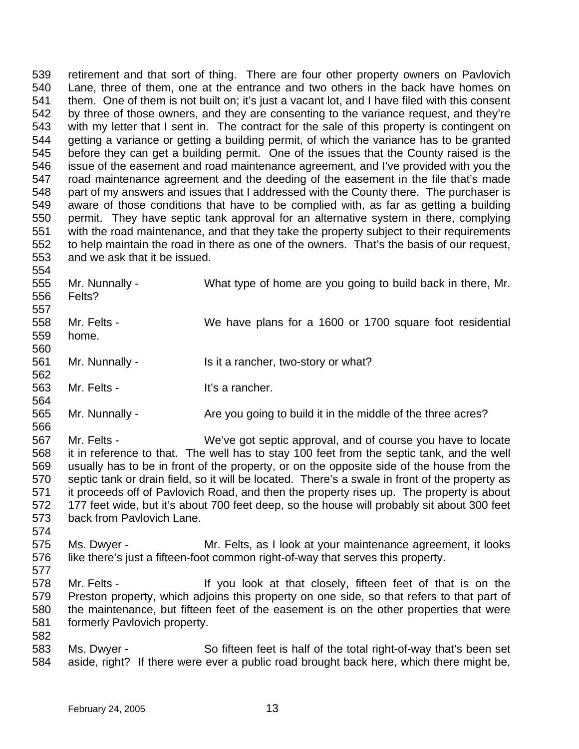retirement and that sort of thing. There are four other property owners on Pavlovich Lane, three of them, one at the entrance and two others in the back have homes on them. One of them is not built on; it's just a vacant lot, and I have filed with this consent by three of those owners, and they are consenting to the variance request, and they're with my letter that I sent in. The contract for the sale of this property is contingent on getting a variance or getting a building permit, of which the variance has to be granted before they can get a building permit. One of the issues that the County raised is the issue of the easement and road maintenance agreement, and I've provided with you the road maintenance agreement and the deeding of the easement in the file that's made part of my answers and issues that I addressed with the County there. The purchaser is aware of those conditions that have to be complied with, as far as getting a building permit. They have septic tank approval for an alternative system in there, complying with the road maintenance, and that they take the property subject to their requirements to help maintain the road in there as one of the owners. That's the basis of our request, and we ask that it be issued.

Mr. Nunnally - What type of home are you going to build back in there, Mr. Felts?

Mr. Felts - We have plans for a 1600 or 1700 square foot residential home.

Mr. Nunnally - Is it a rancher, two-story or what?

Mr. Felts - It's a rancher.

Mr. Nunnally - Are you going to build it in the middle of the three acres?

Mr. Felts - We've got septic approval, and of course you have to locate it in reference to that. The well has to stay 100 feet from the septic tank, and the well usually has to be in front of the property, or on the opposite side of the house from the septic tank or drain field, so it will be located. There's a swale in front of the property as it proceeds off of Pavlovich Road, and then the property rises up. The property is about 177 feet wide, but it's about 700 feet deep, so the house will probably sit about 300 feet back from Pavlovich Lane.

Ms. Dwyer - Mr. Felts, as I look at your maintenance agreement, it looks like there's just a fifteen-foot common right-of-way that serves this property.

Mr. Felts - If you look at that closely, fifteen feet of that is on the Preston property, which adjoins this property on one side, so that refers to that part of the maintenance, but fifteen feet of the easement is on the other properties that were formerly Pavlovich property.

Ms. Dwyer - So fifteen feet is half of the total right-of-way that's been set aside, right? If there were ever a public road brought back here, which there might be,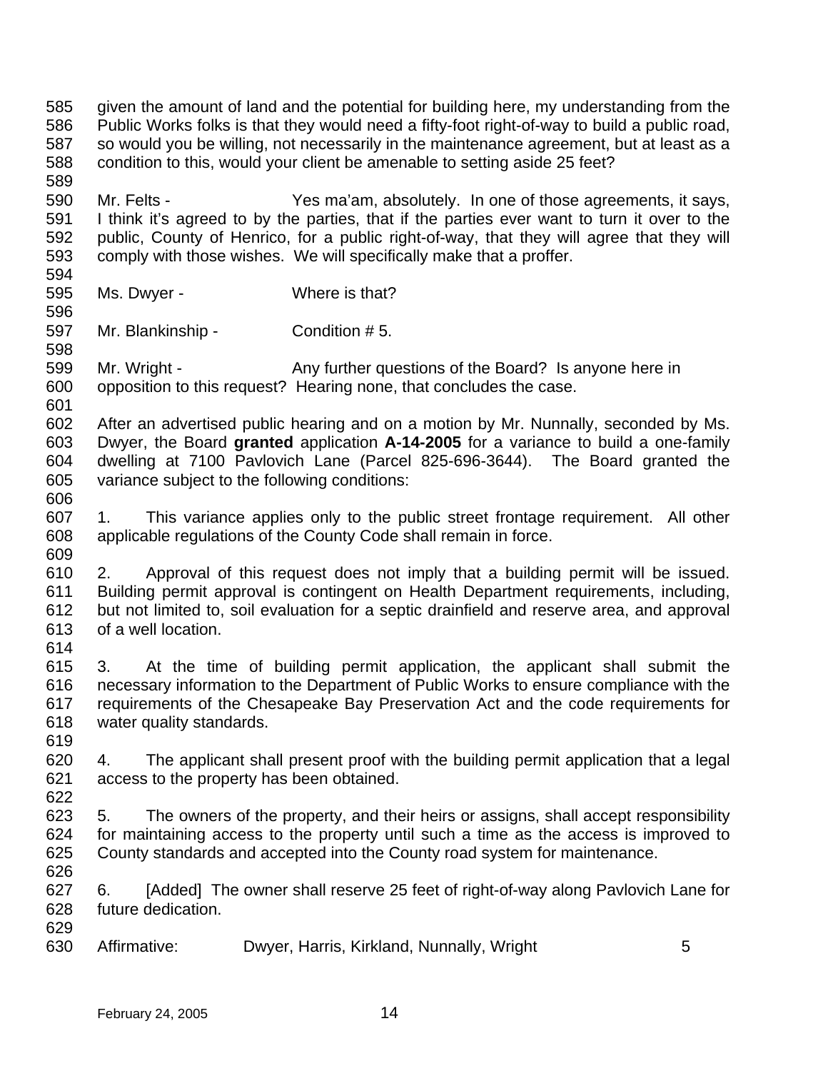given the amount of land and the potential for building here, my understanding from the Public Works folks is that they would need a fifty-foot right-of-way to build a public road, so would you be willing, not necessarily in the maintenance agreement, but at least as a condition to this, would your client be amenable to setting aside 25 feet?

Mr. Felts - Yes ma'am, absolutely. In one of those agreements, it says, I think it's agreed to by the parties, that if the parties ever want to turn it over to the public, County of Henrico, for a public right-of-way, that they will agree that they will comply with those wishes. We will specifically make that a proffer.

Ms. Dwyer - Where is that?

Mr. Blankinship - Condition # 5.

Mr. Wright - Any further questions of the Board? Is anyone here in opposition to this request? Hearing none, that concludes the case.

After an advertised public hearing and on a motion by Mr. Nunnally, seconded by Ms. Dwyer, the Board **granted** application **A-14-2005** for a variance to build a one-family dwelling at 7100 Pavlovich Lane (Parcel 825-696-3644). The Board granted the variance subject to the following conditions:

1. This variance applies only to the public street frontage requirement. All other applicable regulations of the County Code shall remain in force.

2. Approval of this request does not imply that a building permit will be issued. Building permit approval is contingent on Health Department requirements, including, but not limited to, soil evaluation for a septic drainfield and reserve area, and approval of a well location.

3. At the time of building permit application, the applicant shall submit the necessary information to the Department of Public Works to ensure compliance with the requirements of the Chesapeake Bay Preservation Act and the code requirements for water quality standards.

4. The applicant shall present proof with the building permit application that a legal access to the property has been obtained.

5. The owners of the property, and their heirs or assigns, shall accept responsibility for maintaining access to the property until such a time as the access is improved to County standards and accepted into the County road system for maintenance.

6. [Added] The owner shall reserve 25 feet of right-of-way along Pavlovich Lane for future dedication.

Affirmative: Dwyer, Harris, Kirkland, Nunnally, Wright 5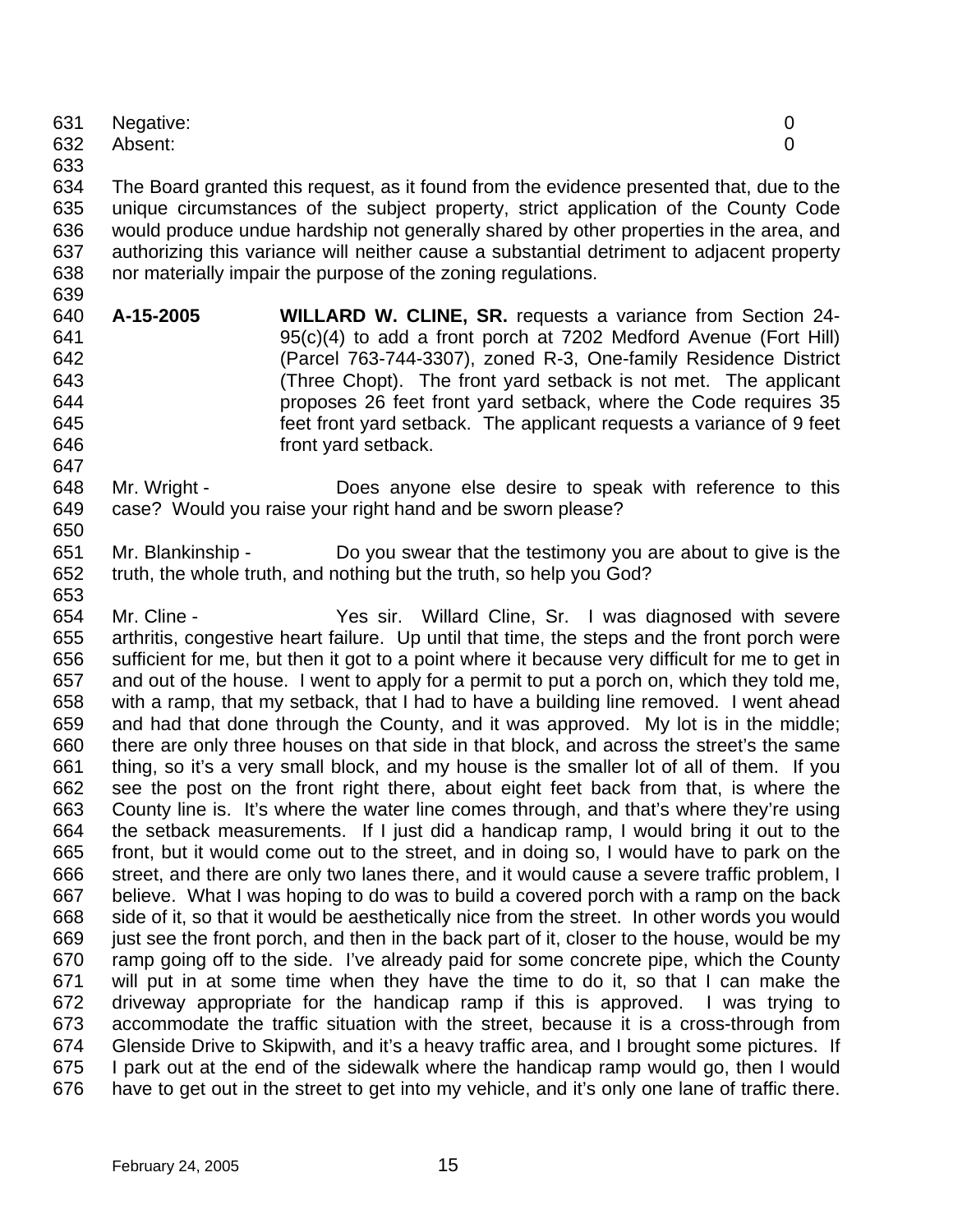Negative: 0
Absent: 0

The Board granted this request, as it found from the evidence presented that, due to the unique circumstances of the subject property, strict application of the County Code would produce undue hardship not generally shared by other properties in the area, and authorizing this variance will neither cause a substantial detriment to adjacent property nor materially impair the purpose of the zoning regulations.

**A-15-2005** **WILLARD W. CLINE, SR.** requests a variance from Section 24-95(c)(4) to add a front porch at 7202 Medford Avenue (Fort Hill) (Parcel 763-744-3307), zoned R-3, One-family Residence District (Three Chopt). The front yard setback is not met. The applicant proposes 26 feet front yard setback, where the Code requires 35 feet front yard setback. The applicant requests a variance of 9 feet front yard setback.

Mr. Wright - Does anyone else desire to speak with reference to this case? Would you raise your right hand and be sworn please?

Mr. Blankinship - Do you swear that the testimony you are about to give is the truth, the whole truth, and nothing but the truth, so help you God?

Mr. Cline - Yes sir. Willard Cline, Sr. I was diagnosed with severe arthritis, congestive heart failure. Up until that time, the steps and the front porch were sufficient for me, but then it got to a point where it because very difficult for me to get in and out of the house. I went to apply for a permit to put a porch on, which they told me, with a ramp, that my setback, that I had to have a building line removed. I went ahead and had that done through the County, and it was approved. My lot is in the middle; there are only three houses on that side in that block, and across the street's the same thing, so it's a very small block, and my house is the smaller lot of all of them. If you see the post on the front right there, about eight feet back from that, is where the County line is. It's where the water line comes through, and that's where they're using the setback measurements. If I just did a handicap ramp, I would bring it out to the front, but it would come out to the street, and in doing so, I would have to park on the street, and there are only two lanes there, and it would cause a severe traffic problem, I believe. What I was hoping to do was to build a covered porch with a ramp on the back side of it, so that it would be aesthetically nice from the street. In other words you would just see the front porch, and then in the back part of it, closer to the house, would be my ramp going off to the side. I've already paid for some concrete pipe, which the County will put in at some time when they have the time to do it, so that I can make the driveway appropriate for the handicap ramp if this is approved. I was trying to accommodate the traffic situation with the street, because it is a cross-through from Glenside Drive to Skipwith, and it's a heavy traffic area, and I brought some pictures. If I park out at the end of the sidewalk where the handicap ramp would go, then I would have to get out in the street to get into my vehicle, and it's only one lane of traffic there.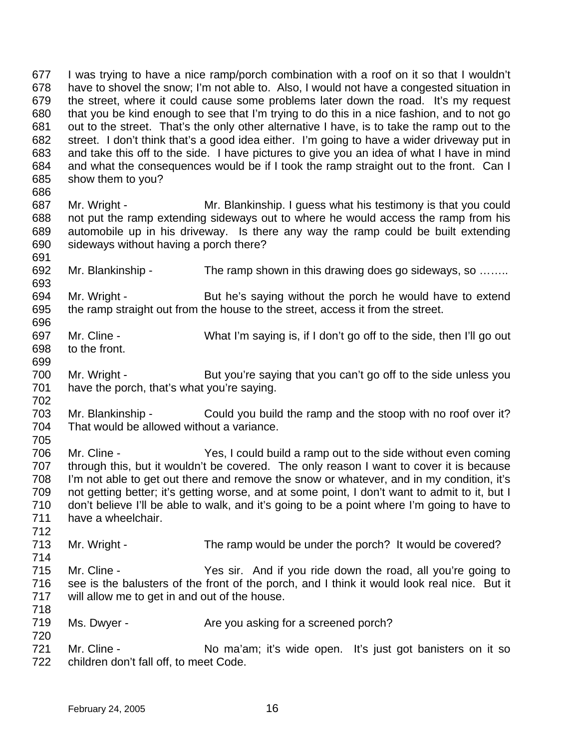677 I was trying to have a nice ramp/porch combination with a roof on it so that I wouldn't
678 have to shovel the snow; I'm not able to. Also, I would not have a congested situation in
679 the street, where it could cause some problems later down the road. It's my request
680 that you be kind enough to see that I'm trying to do this in a nice fashion, and to not go
681 out to the street. That's the only other alternative I have, is to take the ramp out to the
682 street. I don't think that's a good idea either. I'm going to have a wider driveway put in
683 and take this off to the side. I have pictures to give you an idea of what I have in mind
684 and what the consequences would be if I took the ramp straight out to the front. Can I
685 show them to you?
686
687 Mr. Wright - Mr. Blankinship. I guess what his testimony is that you could
688 not put the ramp extending sideways out to where he would access the ramp from his
689 automobile up in his driveway. Is there any way the ramp could be built extending
690 sideways without having a porch there?
691
692 Mr. Blankinship - The ramp shown in this drawing does go sideways, so ……..
693
694 Mr. Wright - But he's saying without the porch he would have to extend
695 the ramp straight out from the house to the street, access it from the street.
696
697 Mr. Cline - What I'm saying is, if I don't go off to the side, then I'll go out
698 to the front.
699
700 Mr. Wright - But you're saying that you can't go off to the side unless you
701 have the porch, that's what you're saying.
702
703 Mr. Blankinship - Could you build the ramp and the stoop with no roof over it?
704 That would be allowed without a variance.
705
706 Mr. Cline - Yes, I could build a ramp out to the side without even coming
707 through this, but it wouldn't be covered. The only reason I want to cover it is because
708 I'm not able to get out there and remove the snow or whatever, and in my condition, it's
709 not getting better; it's getting worse, and at some point, I don't want to admit to it, but I
710 don't believe I'll be able to walk, and it's going to be a point where I'm going to have to
711 have a wheelchair.
712
713 Mr. Wright - The ramp would be under the porch? It would be covered?
714
715 Mr. Cline - Yes sir. And if you ride down the road, all you're going to
716 see is the balusters of the front of the porch, and I think it would look real nice. But it
717 will allow me to get in and out of the house.
718
719 Ms. Dwyer - Are you asking for a screened porch?
720
721 Mr. Cline - No ma'am; it's wide open. It's just got banisters on it so
722 children don't fall off, to meet Code.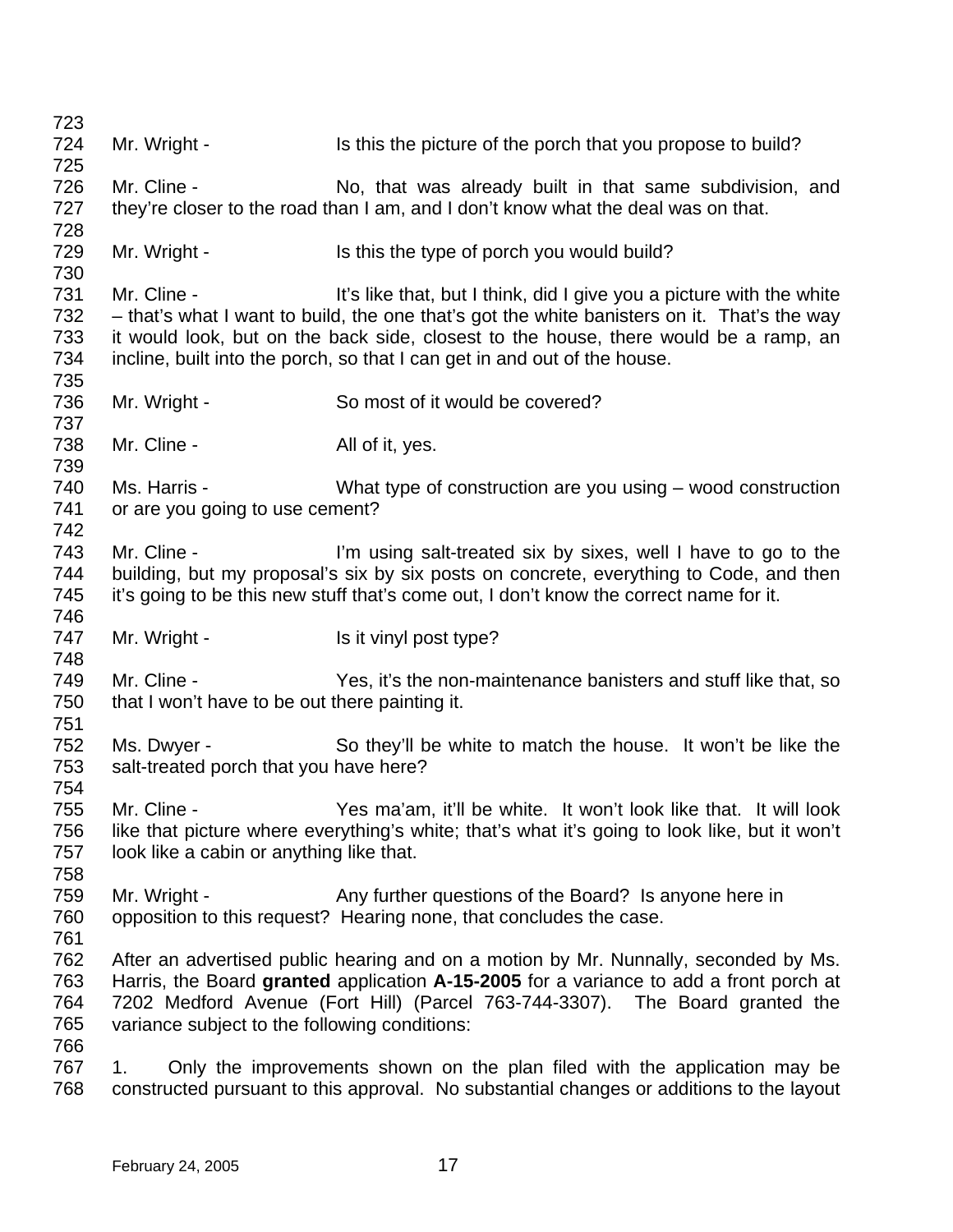Mr. Wright - Is this the picture of the porch that you propose to build?

Mr. Cline - No, that was already built in that same subdivision, and they're closer to the road than I am, and I don't know what the deal was on that.

Mr. Wright - Is this the type of porch you would build?

Mr. Cline - It's like that, but I think, did I give you a picture with the white – that's what I want to build, the one that's got the white banisters on it. That's the way it would look, but on the back side, closest to the house, there would be a ramp, an incline, built into the porch, so that I can get in and out of the house.

Mr. Wright - So most of it would be covered?

Mr. Cline - All of it, yes.

Ms. Harris - What type of construction are you using – wood construction or are you going to use cement?

Mr. Cline - I'm using salt-treated six by sixes, well I have to go to the building, but my proposal's six by six posts on concrete, everything to Code, and then it's going to be this new stuff that's come out, I don't know the correct name for it.

Mr. Wright - Is it vinyl post type?

Mr. Cline - Yes, it's the non-maintenance banisters and stuff like that, so that I won't have to be out there painting it.

Ms. Dwyer - So they'll be white to match the house. It won't be like the salt-treated porch that you have here?

Mr. Cline - Yes ma'am, it'll be white. It won't look like that. It will look like that picture where everything's white; that's what it's going to look like, but it won't look like a cabin or anything like that.

Mr. Wright - Any further questions of the Board? Is anyone here in opposition to this request? Hearing none, that concludes the case.

After an advertised public hearing and on a motion by Mr. Nunnally, seconded by Ms. Harris, the Board **granted** application **A-15-2005** for a variance to add a front porch at 7202 Medford Avenue (Fort Hill) (Parcel 763-744-3307). The Board granted the variance subject to the following conditions:

1. Only the improvements shown on the plan filed with the application may be constructed pursuant to this approval. No substantial changes or additions to the layout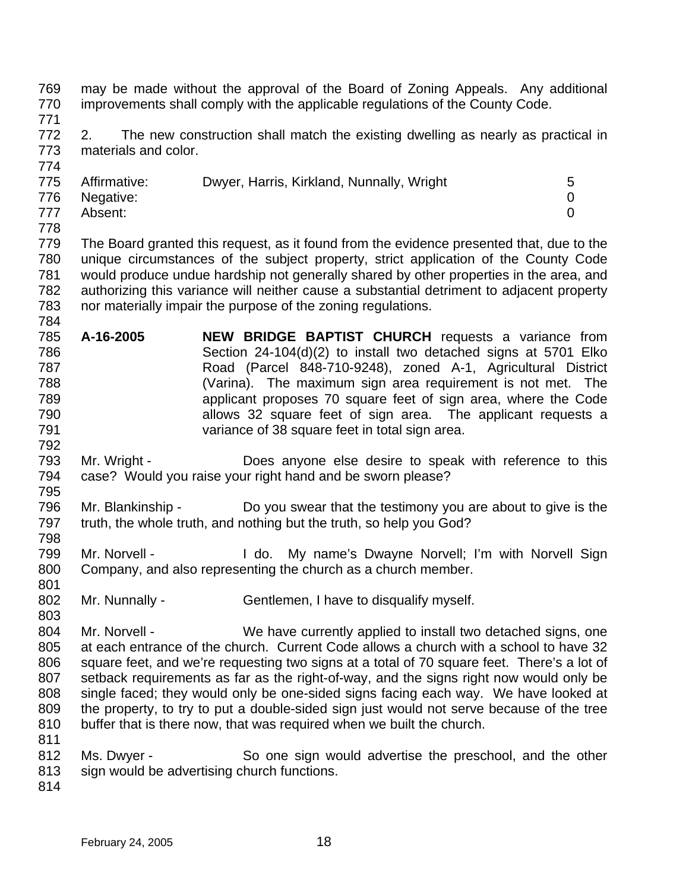may be made without the approval of the Board of Zoning Appeals. Any additional improvements shall comply with the applicable regulations of the County Code.

2. The new construction shall match the existing dwelling as nearly as practical in materials and color.

| | | |
|---|---|---|
| Affirmative: | Dwyer, Harris, Kirkland, Nunnally, Wright | 5 |
| Negative: | | 0 |
| Absent: | | 0 |

The Board granted this request, as it found from the evidence presented that, due to the unique circumstances of the subject property, strict application of the County Code would produce undue hardship not generally shared by other properties in the area, and authorizing this variance will neither cause a substantial detriment to adjacent property nor materially impair the purpose of the zoning regulations.

**A-16-2005** **NEW BRIDGE BAPTIST CHURCH** requests a variance from Section 24-104(d)(2) to install two detached signs at 5701 Elko Road (Parcel 848-710-9248), zoned A-1, Agricultural District (Varina). The maximum sign area requirement is not met. The applicant proposes 70 square feet of sign area, where the Code allows 32 square feet of sign area. The applicant requests a variance of 38 square feet in total sign area.

Mr. Wright - Does anyone else desire to speak with reference to this case? Would you raise your right hand and be sworn please?

Mr. Blankinship - Do you swear that the testimony you are about to give is the truth, the whole truth, and nothing but the truth, so help you God?

Mr. Norvell - I do. My name's Dwayne Norvell; I'm with Norvell Sign Company, and also representing the church as a church member.

Mr. Nunnally - Gentlemen, I have to disqualify myself.

Mr. Norvell - We have currently applied to install two detached signs, one at each entrance of the church. Current Code allows a church with a school to have 32 square feet, and we're requesting two signs at a total of 70 square feet. There's a lot of setback requirements as far as the right-of-way, and the signs right now would only be single faced; they would only be one-sided signs facing each way. We have looked at the property, to try to put a double-sided sign just would not serve because of the tree buffer that is there now, that was required when we built the church.

Ms. Dwyer - So one sign would advertise the preschool, and the other sign would be advertising church functions.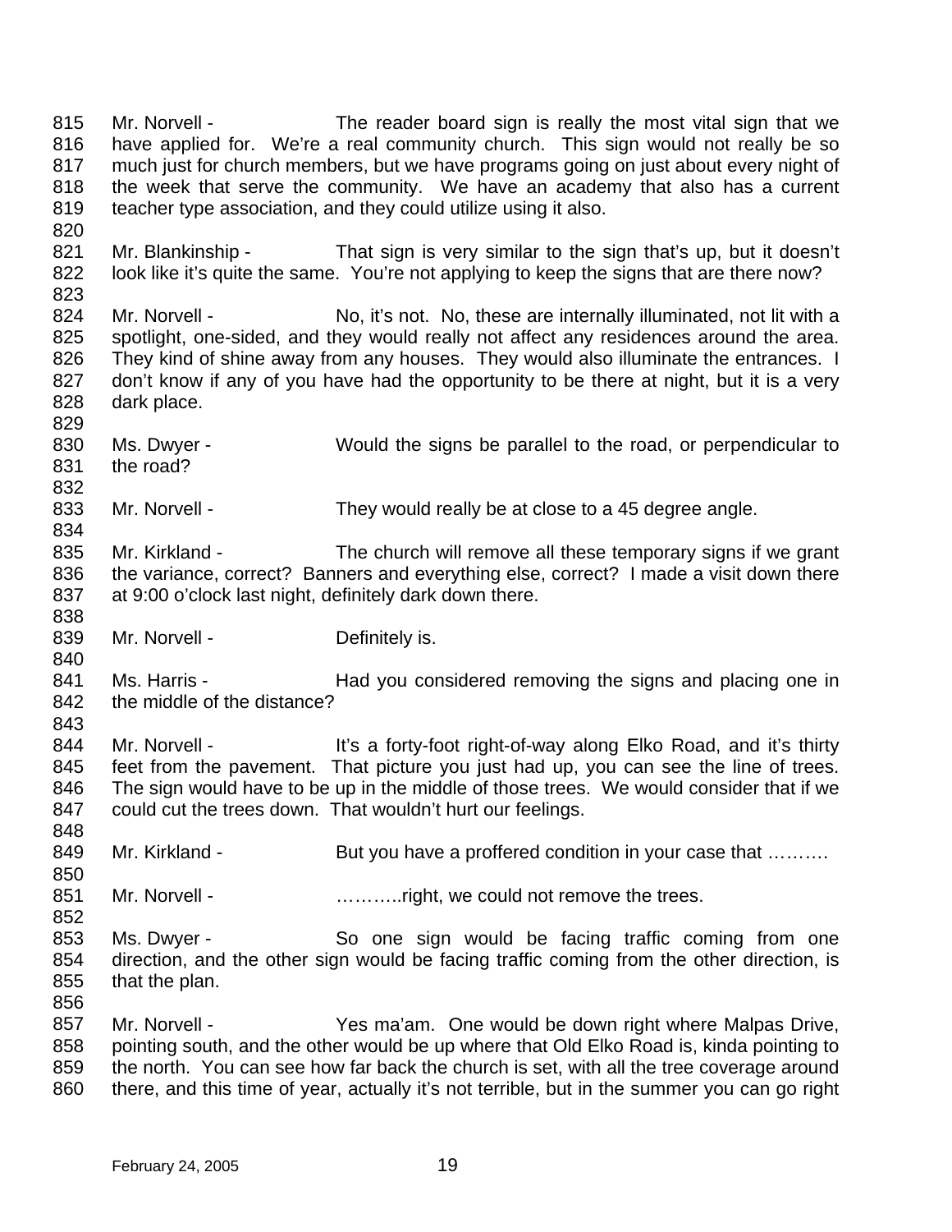815 Mr. Norvell - The reader board sign is really the most vital sign that we
816 have applied for. We're a real community church. This sign would not really be so
817 much just for church members, but we have programs going on just about every night of
818 the week that serve the community. We have an academy that also has a current
819 teacher type association, and they could utilize using it also.
820
821 Mr. Blankinship - That sign is very similar to the sign that's up, but it doesn't
822 look like it's quite the same. You're not applying to keep the signs that are there now?
823
824 Mr. Norvell - No, it's not. No, these are internally illuminated, not lit with a
825 spotlight, one-sided, and they would really not affect any residences around the area.
826 They kind of shine away from any houses. They would also illuminate the entrances. I
827 don't know if any of you have had the opportunity to be there at night, but it is a very
828 dark place.
829
830 Ms. Dwyer - Would the signs be parallel to the road, or perpendicular to
831 the road?
832
833 Mr. Norvell - They would really be at close to a 45 degree angle.
834
835 Mr. Kirkland - The church will remove all these temporary signs if we grant
836 the variance, correct? Banners and everything else, correct? I made a visit down there
837 at 9:00 o'clock last night, definitely dark down there.
838
839 Mr. Norvell - Definitely is.
840
841 Ms. Harris - Had you considered removing the signs and placing one in
842 the middle of the distance?
843
844 Mr. Norvell - It's a forty-foot right-of-way along Elko Road, and it's thirty
845 feet from the pavement. That picture you just had up, you can see the line of trees.
846 The sign would have to be up in the middle of those trees. We would consider that if we
847 could cut the trees down. That wouldn't hurt our feelings.
848
849 Mr. Kirkland - But you have a proffered condition in your case that ……….
850
851 Mr. Norvell - ………..right, we could not remove the trees.
852
853 Ms. Dwyer - So one sign would be facing traffic coming from one
854 direction, and the other sign would be facing traffic coming from the other direction, is
855 that the plan.
856
857 Mr. Norvell - Yes ma'am. One would be down right where Malpas Drive,
858 pointing south, and the other would be up where that Old Elko Road is, kinda pointing to
859 the north. You can see how far back the church is set, with all the tree coverage around
860 there, and this time of year, actually it's not terrible, but in the summer you can go right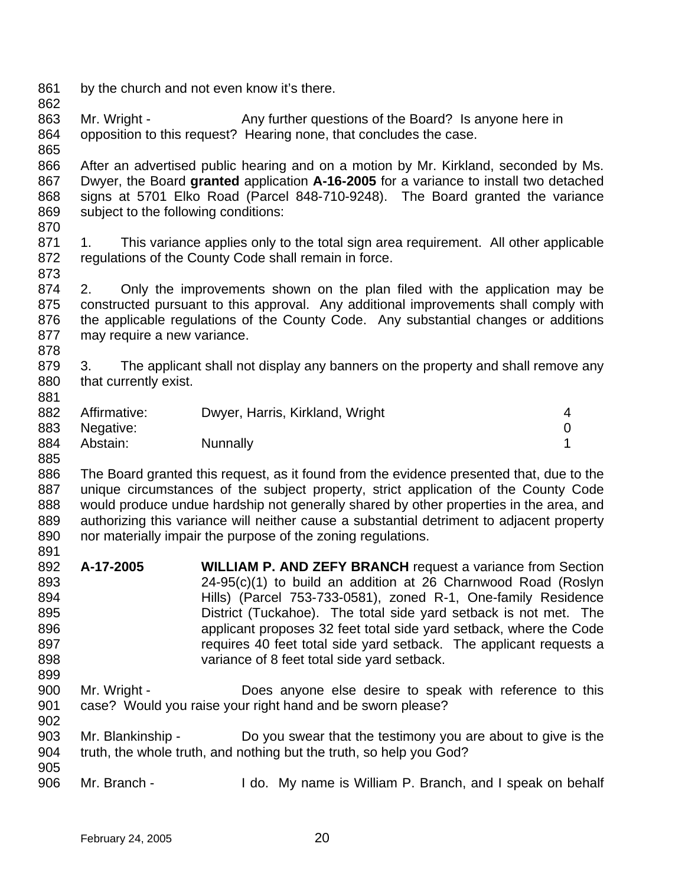by the church and not even know it's there.

Mr. Wright - Any further questions of the Board? Is anyone here in opposition to this request? Hearing none, that concludes the case.

After an advertised public hearing and on a motion by Mr. Kirkland, seconded by Ms. Dwyer, the Board **granted** application **A-16-2005** for a variance to install two detached signs at 5701 Elko Road (Parcel 848-710-9248). The Board granted the variance subject to the following conditions:

1. This variance applies only to the total sign area requirement. All other applicable regulations of the County Code shall remain in force.

2. Only the improvements shown on the plan filed with the application may be constructed pursuant to this approval. Any additional improvements shall comply with the applicable regulations of the County Code. Any substantial changes or additions may require a new variance.

3. The applicant shall not display any banners on the property and shall remove any that currently exist.

| | | |
|---|---|---|
| Affirmative: | Dwyer, Harris, Kirkland, Wright | 4 |
| Negative: | | 0 |
| Abstain: | Nunnally | 1 |

The Board granted this request, as it found from the evidence presented that, due to the unique circumstances of the subject property, strict application of the County Code would produce undue hardship not generally shared by other properties in the area, and authorizing this variance will neither cause a substantial detriment to adjacent property nor materially impair the purpose of the zoning regulations.

**A-17-2005** **WILLIAM P. AND ZEFY BRANCH** request a variance from Section 24-95(c)(1) to build an addition at 26 Charnwood Road (Roslyn Hills) (Parcel 753-733-0581), zoned R-1, One-family Residence District (Tuckahoe). The total side yard setback is not met. The applicant proposes 32 feet total side yard setback, where the Code requires 40 feet total side yard setback. The applicant requests a variance of 8 feet total side yard setback.

Mr. Wright - Does anyone else desire to speak with reference to this case? Would you raise your right hand and be sworn please?

Mr. Blankinship - Do you swear that the testimony you are about to give is the truth, the whole truth, and nothing but the truth, so help you God?

Mr. Branch - I do. My name is William P. Branch, and I speak on behalf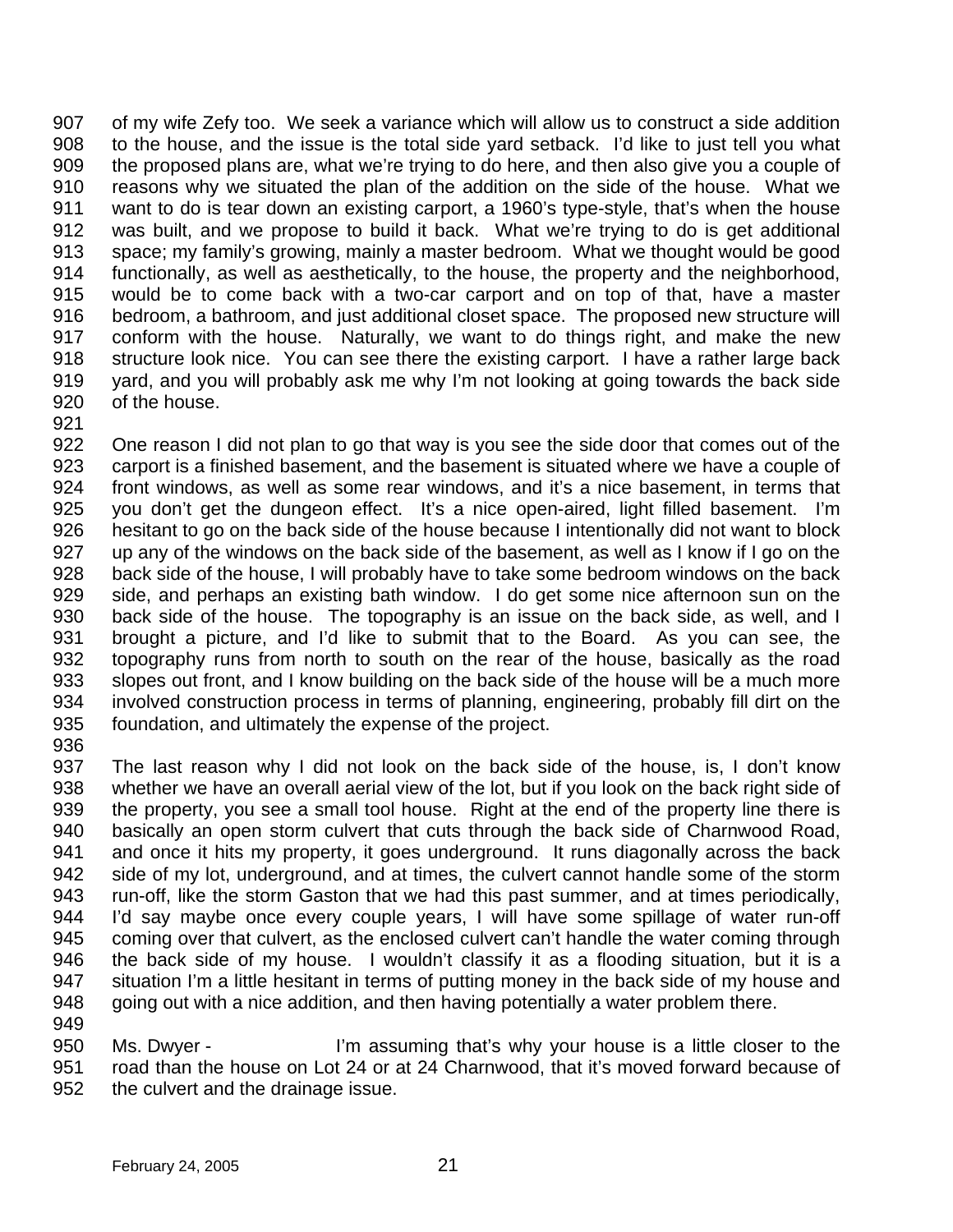of my wife Zefy too. We seek a variance which will allow us to construct a side addition to the house, and the issue is the total side yard setback. I'd like to just tell you what the proposed plans are, what we're trying to do here, and then also give you a couple of reasons why we situated the plan of the addition on the side of the house. What we want to do is tear down an existing carport, a 1960's type-style, that's when the house was built, and we propose to build it back. What we're trying to do is get additional space; my family's growing, mainly a master bedroom. What we thought would be good functionally, as well as aesthetically, to the house, the property and the neighborhood, would be to come back with a two-car carport and on top of that, have a master bedroom, a bathroom, and just additional closet space. The proposed new structure will conform with the house. Naturally, we want to do things right, and make the new structure look nice. You can see there the existing carport. I have a rather large back yard, and you will probably ask me why I'm not looking at going towards the back side of the house.

One reason I did not plan to go that way is you see the side door that comes out of the carport is a finished basement, and the basement is situated where we have a couple of front windows, as well as some rear windows, and it's a nice basement, in terms that you don't get the dungeon effect. It's a nice open-aired, light filled basement. I'm hesitant to go on the back side of the house because I intentionally did not want to block up any of the windows on the back side of the basement, as well as I know if I go on the back side of the house, I will probably have to take some bedroom windows on the back side, and perhaps an existing bath window. I do get some nice afternoon sun on the back side of the house. The topography is an issue on the back side, as well, and I brought a picture, and I'd like to submit that to the Board. As you can see, the topography runs from north to south on the rear of the house, basically as the road slopes out front, and I know building on the back side of the house will be a much more involved construction process in terms of planning, engineering, probably fill dirt on the foundation, and ultimately the expense of the project.

The last reason why I did not look on the back side of the house, is, I don't know whether we have an overall aerial view of the lot, but if you look on the back right side of the property, you see a small tool house. Right at the end of the property line there is basically an open storm culvert that cuts through the back side of Charnwood Road, and once it hits my property, it goes underground. It runs diagonally across the back side of my lot, underground, and at times, the culvert cannot handle some of the storm run-off, like the storm Gaston that we had this past summer, and at times periodically, I'd say maybe once every couple years, I will have some spillage of water run-off coming over that culvert, as the enclosed culvert can't handle the water coming through the back side of my house. I wouldn't classify it as a flooding situation, but it is a situation I'm a little hesitant in terms of putting money in the back side of my house and going out with a nice addition, and then having potentially a water problem there.

Ms. Dwyer - I'm assuming that's why your house is a little closer to the road than the house on Lot 24 or at 24 Charnwood, that it's moved forward because of the culvert and the drainage issue.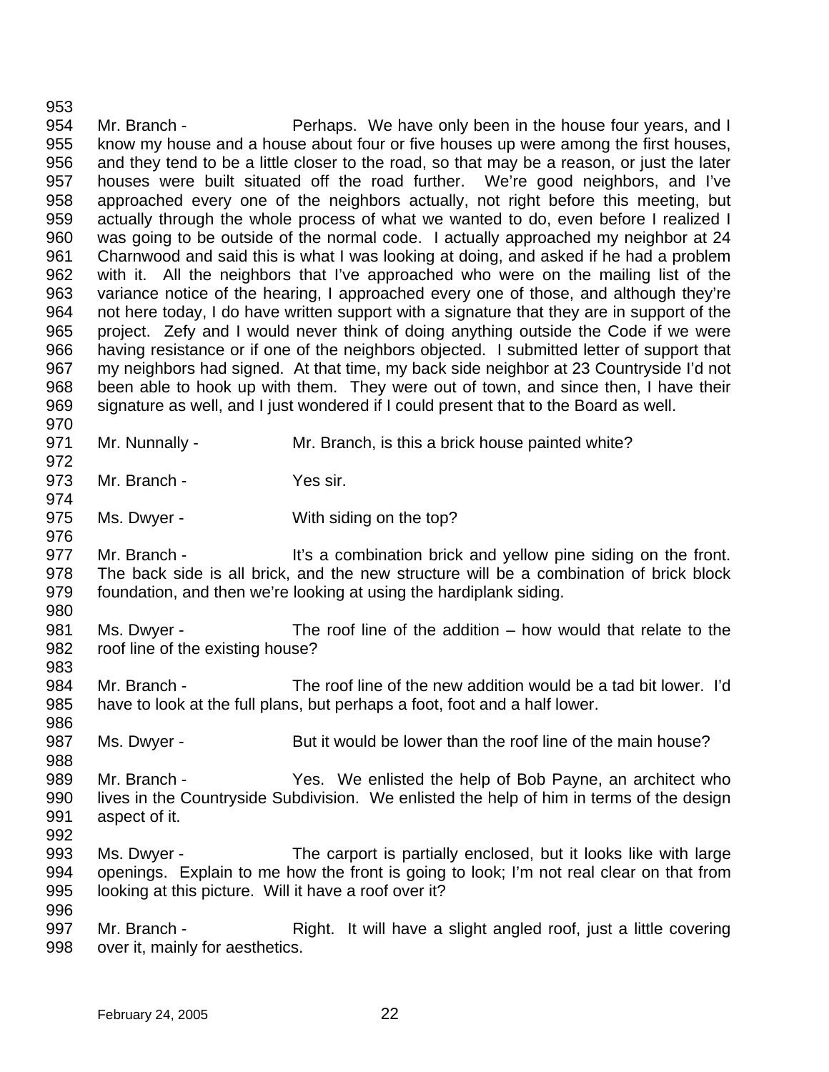Mr. Branch - Perhaps. We have only been in the house four years, and I know my house and a house about four or five houses up were among the first houses, and they tend to be a little closer to the road, so that may be a reason, or just the later houses were built situated off the road further. We're good neighbors, and I've approached every one of the neighbors actually, not right before this meeting, but actually through the whole process of what we wanted to do, even before I realized I was going to be outside of the normal code. I actually approached my neighbor at 24 Charnwood and said this is what I was looking at doing, and asked if he had a problem with it. All the neighbors that I've approached who were on the mailing list of the variance notice of the hearing, I approached every one of those, and although they're not here today, I do have written support with a signature that they are in support of the project. Zefy and I would never think of doing anything outside the Code if we were having resistance or if one of the neighbors objected. I submitted letter of support that my neighbors had signed. At that time, my back side neighbor at 23 Countryside I'd not been able to hook up with them. They were out of town, and since then, I have their signature as well, and I just wondered if I could present that to the Board as well.

Mr. Nunnally - Mr. Branch, is this a brick house painted white?

Mr. Branch - Yes sir.

Ms. Dwyer - With siding on the top?

Mr. Branch - It's a combination brick and yellow pine siding on the front. The back side is all brick, and the new structure will be a combination of brick block foundation, and then we're looking at using the hardiplank siding.

Ms. Dwyer - The roof line of the addition – how would that relate to the roof line of the existing house?

Mr. Branch - The roof line of the new addition would be a tad bit lower. I'd have to look at the full plans, but perhaps a foot, foot and a half lower.

Ms. Dwyer - But it would be lower than the roof line of the main house?

Mr. Branch - Yes. We enlisted the help of Bob Payne, an architect who lives in the Countryside Subdivision. We enlisted the help of him in terms of the design aspect of it.

Ms. Dwyer - The carport is partially enclosed, but it looks like with large openings. Explain to me how the front is going to look; I'm not real clear on that from looking at this picture. Will it have a roof over it?

Mr. Branch - Right. It will have a slight angled roof, just a little covering over it, mainly for aesthetics.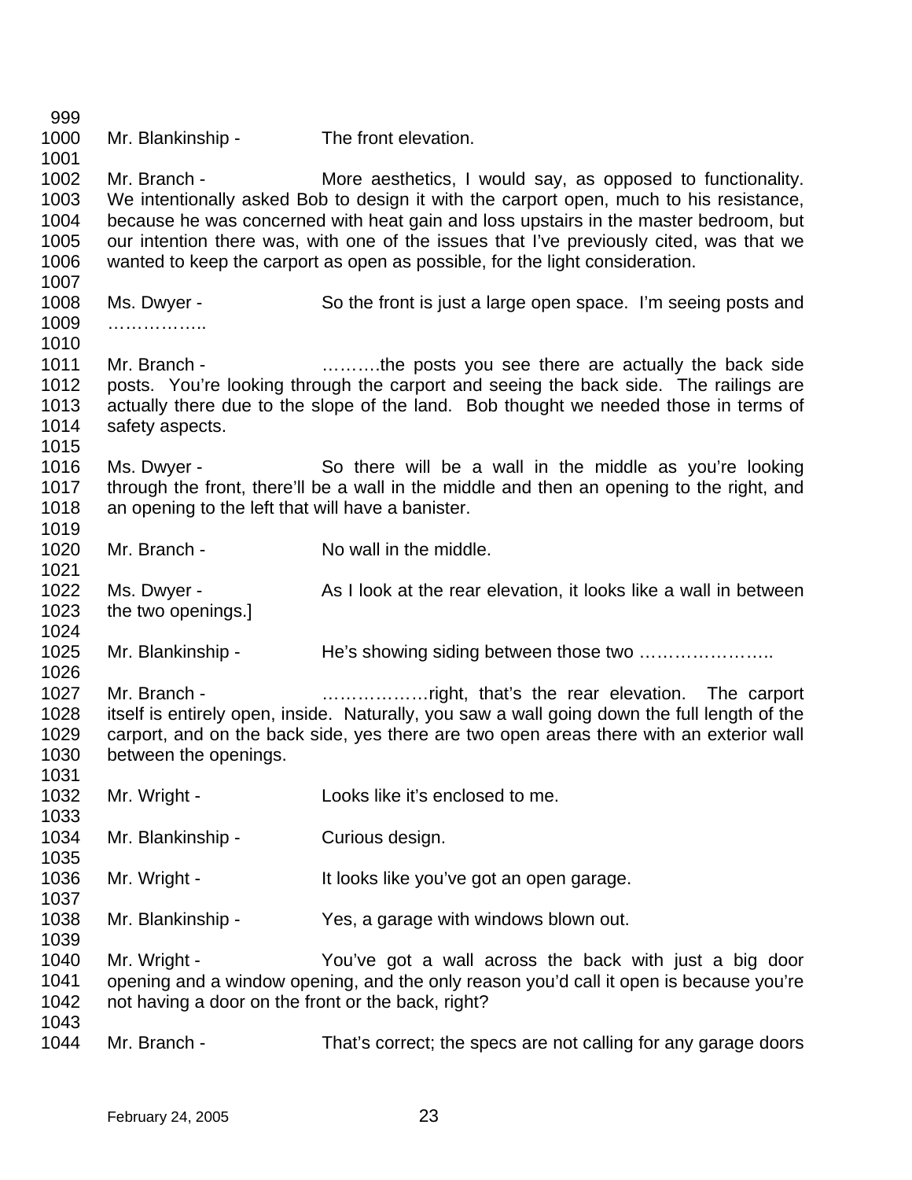999
1000 Mr. Blankinship - The front elevation.
1001
1002 Mr. Branch - More aesthetics, I would say, as opposed to functionality.
1003 We intentionally asked Bob to design it with the carport open, much to his resistance,
1004 because he was concerned with heat gain and loss upstairs in the master bedroom, but
1005 our intention there was, with one of the issues that I've previously cited, was that we
1006 wanted to keep the carport as open as possible, for the light consideration.
1007
1008 Ms. Dwyer - So the front is just a large open space. I'm seeing posts and
1009 ……………..
1010
1011 Mr. Branch - ……….the posts you see there are actually the back side
1012 posts. You're looking through the carport and seeing the back side. The railings are
1013 actually there due to the slope of the land. Bob thought we needed those in terms of
1014 safety aspects.
1015
1016 Ms. Dwyer - So there will be a wall in the middle as you're looking
1017 through the front, there'll be a wall in the middle and then an opening to the right, and
1018 an opening to the left that will have a banister.
1019
1020 Mr. Branch - No wall in the middle.
1021
1022 Ms. Dwyer - As I look at the rear elevation, it looks like a wall in between
1023 the two openings.]
1024
1025 Mr. Blankinship - He's showing siding between those two …………………..
1026
1027 Mr. Branch - ………………right, that's the rear elevation. The carport
1028 itself is entirely open, inside. Naturally, you saw a wall going down the full length of the
1029 carport, and on the back side, yes there are two open areas there with an exterior wall
1030 between the openings.
1031
1032 Mr. Wright - Looks like it's enclosed to me.
1033
1034 Mr. Blankinship - Curious design.
1035
1036 Mr. Wright - It looks like you've got an open garage.
1037
1038 Mr. Blankinship - Yes, a garage with windows blown out.
1039
1040 Mr. Wright - You've got a wall across the back with just a big door
1041 opening and a window opening, and the only reason you'd call it open is because you're
1042 not having a door on the front or the back, right?
1043
1044 Mr. Branch - That's correct; the specs are not calling for any garage doors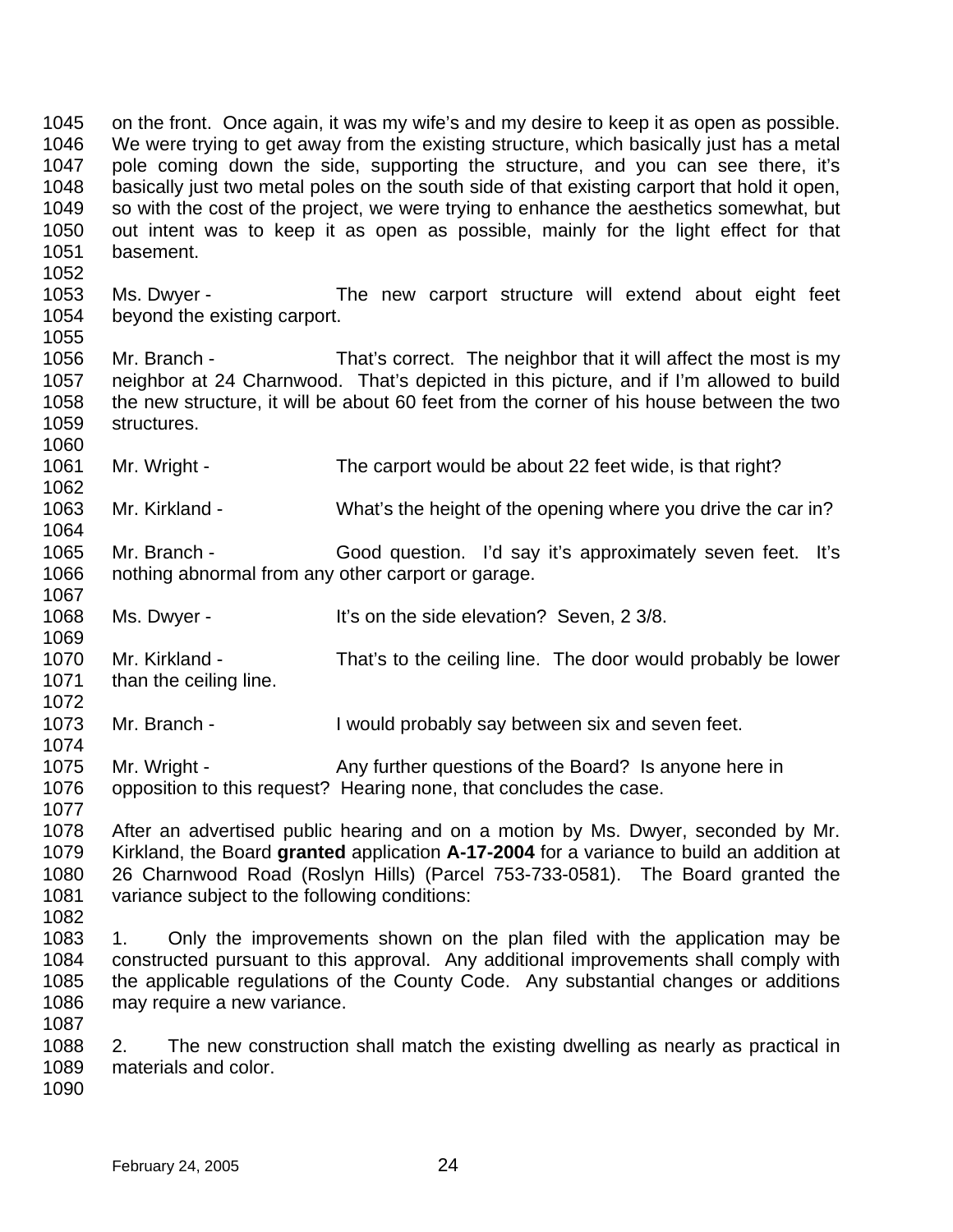on the front. Once again, it was my wife's and my desire to keep it as open as possible. We were trying to get away from the existing structure, which basically just has a metal pole coming down the side, supporting the structure, and you can see there, it's basically just two metal poles on the south side of that existing carport that hold it open, so with the cost of the project, we were trying to enhance the aesthetics somewhat, but out intent was to keep it as open as possible, mainly for the light effect for that basement.

Ms. Dwyer - The new carport structure will extend about eight feet beyond the existing carport.

Mr. Branch - That's correct. The neighbor that it will affect the most is my neighbor at 24 Charnwood. That's depicted in this picture, and if I'm allowed to build the new structure, it will be about 60 feet from the corner of his house between the two structures.

Mr. Wright - The carport would be about 22 feet wide, is that right?

Mr. Kirkland - What's the height of the opening where you drive the car in?

Mr. Branch - Good question. I'd say it's approximately seven feet. It's nothing abnormal from any other carport or garage.

Ms. Dwyer - It's on the side elevation? Seven, 2 3/8.

Mr. Kirkland - That's to the ceiling line. The door would probably be lower than the ceiling line.

Mr. Branch - I would probably say between six and seven feet.

Mr. Wright - Any further questions of the Board? Is anyone here in opposition to this request? Hearing none, that concludes the case.

After an advertised public hearing and on a motion by Ms. Dwyer, seconded by Mr. Kirkland, the Board **granted** application **A-17-2004** for a variance to build an addition at 26 Charnwood Road (Roslyn Hills) (Parcel 753-733-0581). The Board granted the variance subject to the following conditions:

1. Only the improvements shown on the plan filed with the application may be constructed pursuant to this approval. Any additional improvements shall comply with the applicable regulations of the County Code. Any substantial changes or additions may require a new variance.

2. The new construction shall match the existing dwelling as nearly as practical in materials and color.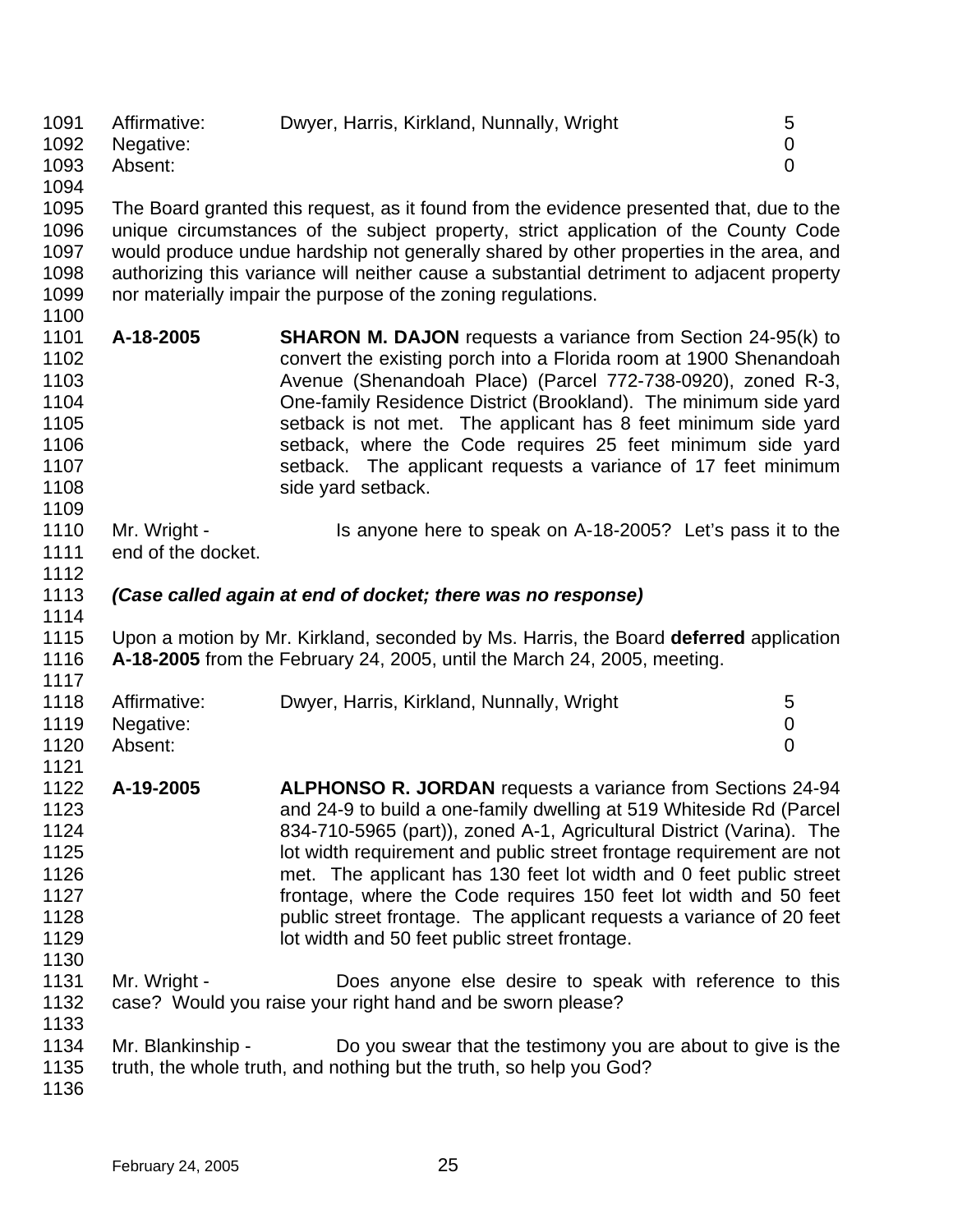| Affirmative: | Dwyer, Harris, Kirkland, Nunnally, Wright | 5 |
|---|---|---|
| Negative: | | 0 |
| Absent: | | 0 |

The Board granted this request, as it found from the evidence presented that, due to the unique circumstances of the subject property, strict application of the County Code would produce undue hardship not generally shared by other properties in the area, and authorizing this variance will neither cause a substantial detriment to adjacent property nor materially impair the purpose of the zoning regulations.

**A-18-2005** **SHARON M. DAJON** requests a variance from Section 24-95(k) to convert the existing porch into a Florida room at 1900 Shenandoah Avenue (Shenandoah Place) (Parcel 772-738-0920), zoned R-3, One-family Residence District (Brookland). The minimum side yard setback is not met. The applicant has 8 feet minimum side yard setback, where the Code requires 25 feet minimum side yard setback. The applicant requests a variance of 17 feet minimum side yard setback.

Mr. Wright - Is anyone here to speak on A-18-2005? Let's pass it to the end of the docket.

***(Case called again at end of docket; there was no response)***

Upon a motion by Mr. Kirkland, seconded by Ms. Harris, the Board **deferred** application **A-18-2005** from the February 24, 2005, until the March 24, 2005, meeting.

| Affirmative: | Dwyer, Harris, Kirkland, Nunnally, Wright | 5 |
|---|---|---|
| Negative: | | 0 |
| Absent: | | 0 |

**A-19-2005** **ALPHONSO R. JORDAN** requests a variance from Sections 24-94 and 24-9 to build a one-family dwelling at 519 Whiteside Rd (Parcel 834-710-5965 (part)), zoned A-1, Agricultural District (Varina). The lot width requirement and public street frontage requirement are not met. The applicant has 130 feet lot width and 0 feet public street frontage, where the Code requires 150 feet lot width and 50 feet public street frontage. The applicant requests a variance of 20 feet lot width and 50 feet public street frontage.

Mr. Wright - Does anyone else desire to speak with reference to this case? Would you raise your right hand and be sworn please?

Mr. Blankinship - Do you swear that the testimony you are about to give is the truth, the whole truth, and nothing but the truth, so help you God?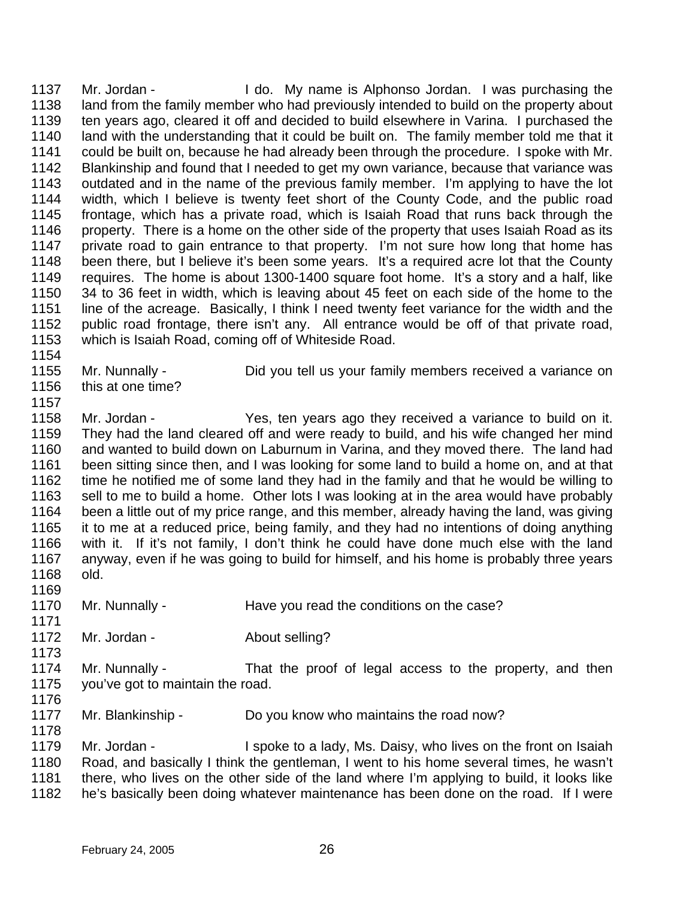1137 Mr. Jordan - I do. My name is Alphonso Jordan. I was purchasing the
1138 land from the family member who had previously intended to build on the property about
1139 ten years ago, cleared it off and decided to build elsewhere in Varina. I purchased the
1140 land with the understanding that it could be built on. The family member told me that it
1141 could be built on, because he had already been through the procedure. I spoke with Mr.
1142 Blankinship and found that I needed to get my own variance, because that variance was
1143 outdated and in the name of the previous family member. I'm applying to have the lot
1144 width, which I believe is twenty feet short of the County Code, and the public road
1145 frontage, which has a private road, which is Isaiah Road that runs back through the
1146 property. There is a home on the other side of the property that uses Isaiah Road as its
1147 private road to gain entrance to that property. I'm not sure how long that home has
1148 been there, but I believe it's been some years. It's a required acre lot that the County
1149 requires. The home is about 1300-1400 square foot home. It's a story and a half, like
1150 34 to 36 feet in width, which is leaving about 45 feet on each side of the home to the
1151 line of the acreage. Basically, I think I need twenty feet variance for the width and the
1152 public road frontage, there isn't any. All entrance would be off of that private road,
1153 which is Isaiah Road, coming off of Whiteside Road.
1154
1155 Mr. Nunnally - Did you tell us your family members received a variance on
1156 this at one time?
1157
1158 Mr. Jordan - Yes, ten years ago they received a variance to build on it.
1159 They had the land cleared off and were ready to build, and his wife changed her mind
1160 and wanted to build down on Laburnum in Varina, and they moved there. The land had
1161 been sitting since then, and I was looking for some land to build a home on, and at that
1162 time he notified me of some land they had in the family and that he would be willing to
1163 sell to me to build a home. Other lots I was looking at in the area would have probably
1164 been a little out of my price range, and this member, already having the land, was giving
1165 it to me at a reduced price, being family, and they had no intentions of doing anything
1166 with it. If it's not family, I don't think he could have done much else with the land
1167 anyway, even if he was going to build for himself, and his home is probably three years
1168 old.
1169
1170 Mr. Nunnally - Have you read the conditions on the case?
1171
1172 Mr. Jordan - About selling?
1173
1174 Mr. Nunnally - That the proof of legal access to the property, and then
1175 you've got to maintain the road.
1176
1177 Mr. Blankinship - Do you know who maintains the road now?
1178
1179 Mr. Jordan - I spoke to a lady, Ms. Daisy, who lives on the front on Isaiah
1180 Road, and basically I think the gentleman, I went to his home several times, he wasn't
1181 there, who lives on the other side of the land where I'm applying to build, it looks like
1182 he's basically been doing whatever maintenance has been done on the road. If I were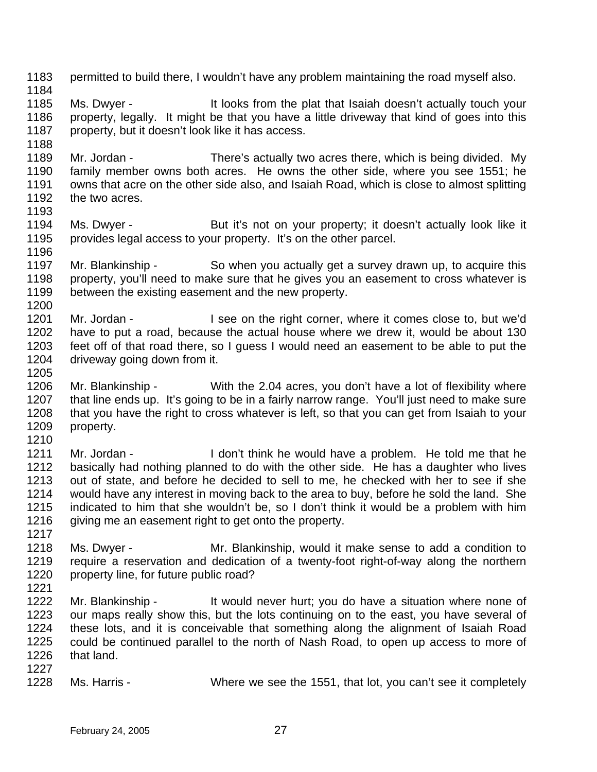1183 permitted to build there, I wouldn't have any problem maintaining the road myself also.
1184
1185 Ms. Dwyer - It looks from the plat that Isaiah doesn't actually touch your
1186 property, legally. It might be that you have a little driveway that kind of goes into this
1187 property, but it doesn't look like it has access.
1188
1189 Mr. Jordan - There's actually two acres there, which is being divided. My
1190 family member owns both acres. He owns the other side, where you see 1551; he
1191 owns that acre on the other side also, and Isaiah Road, which is close to almost splitting
1192 the two acres.
1193
1194 Ms. Dwyer - But it's not on your property; it doesn't actually look like it
1195 provides legal access to your property. It's on the other parcel.
1196
1197 Mr. Blankinship - So when you actually get a survey drawn up, to acquire this
1198 property, you'll need to make sure that he gives you an easement to cross whatever is
1199 between the existing easement and the new property.
1200
1201 Mr. Jordan - I see on the right corner, where it comes close to, but we'd
1202 have to put a road, because the actual house where we drew it, would be about 130
1203 feet off of that road there, so I guess I would need an easement to be able to put the
1204 driveway going down from it.
1205
1206 Mr. Blankinship - With the 2.04 acres, you don't have a lot of flexibility where
1207 that line ends up. It's going to be in a fairly narrow range. You'll just need to make sure
1208 that you have the right to cross whatever is left, so that you can get from Isaiah to your
1209 property.
1210
1211 Mr. Jordan - I don't think he would have a problem. He told me that he
1212 basically had nothing planned to do with the other side. He has a daughter who lives
1213 out of state, and before he decided to sell to me, he checked with her to see if she
1214 would have any interest in moving back to the area to buy, before he sold the land. She
1215 indicated to him that she wouldn't be, so I don't think it would be a problem with him
1216 giving me an easement right to get onto the property.
1217
1218 Ms. Dwyer - Mr. Blankinship, would it make sense to add a condition to
1219 require a reservation and dedication of a twenty-foot right-of-way along the northern
1220 property line, for future public road?
1221
1222 Mr. Blankinship - It would never hurt; you do have a situation where none of
1223 our maps really show this, but the lots continuing on to the east, you have several of
1224 these lots, and it is conceivable that something along the alignment of Isaiah Road
1225 could be continued parallel to the north of Nash Road, to open up access to more of
1226 that land.
1227
1228 Ms. Harris - Where we see the 1551, that lot, you can't see it completely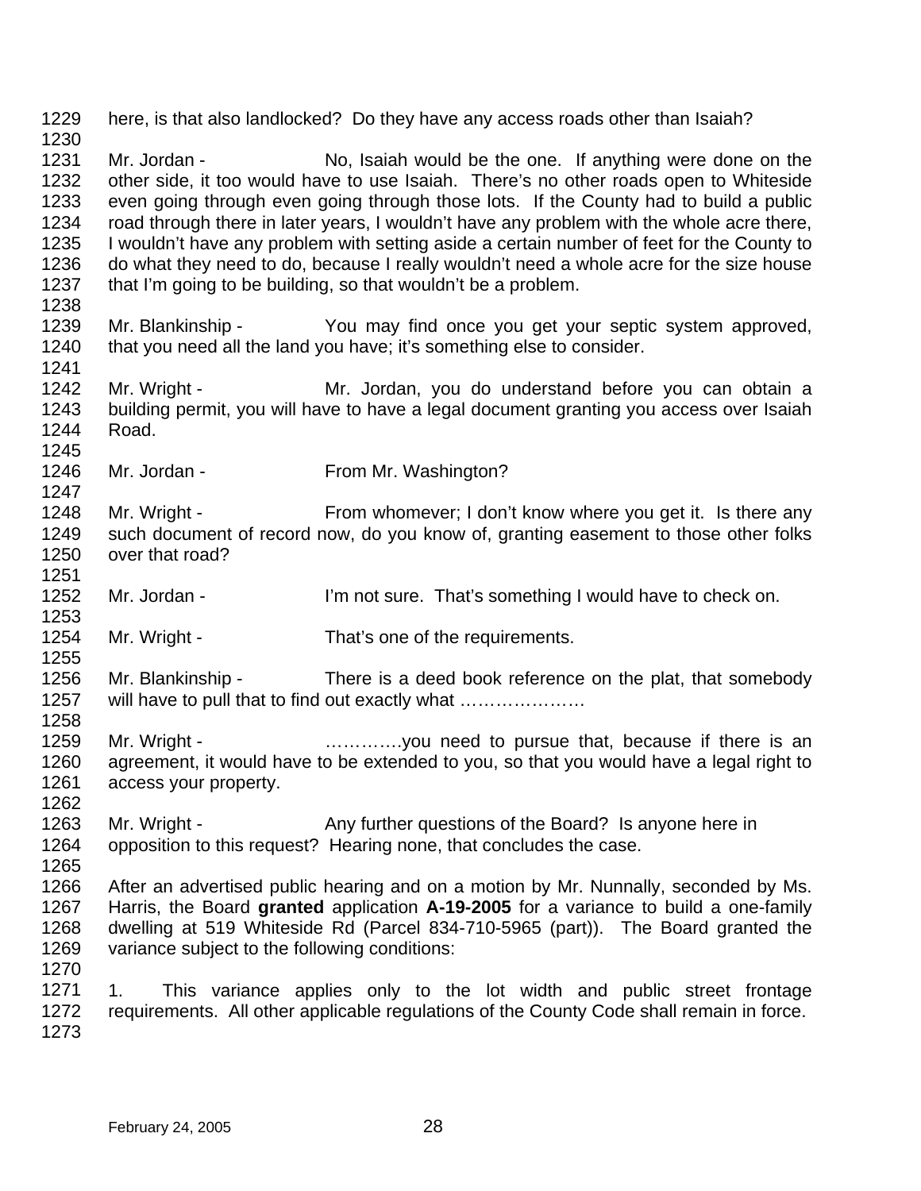here, is that also landlocked? Do they have any access roads other than Isaiah?

Mr. Jordan - No, Isaiah would be the one. If anything were done on the other side, it too would have to use Isaiah. There's no other roads open to Whiteside even going through even going through those lots. If the County had to build a public road through there in later years, I wouldn't have any problem with the whole acre there, I wouldn't have any problem with setting aside a certain number of feet for the County to do what they need to do, because I really wouldn't need a whole acre for the size house that I'm going to be building, so that wouldn't be a problem.

Mr. Blankinship - You may find once you get your septic system approved, that you need all the land you have; it's something else to consider.

Mr. Wright - Mr. Jordan, you do understand before you can obtain a building permit, you will have to have a legal document granting you access over Isaiah Road.

Mr. Jordan - From Mr. Washington?

Mr. Wright - From whomever; I don't know where you get it. Is there any such document of record now, do you know of, granting easement to those other folks over that road?

Mr. Jordan - I'm not sure. That's something I would have to check on.

Mr. Wright - That's one of the requirements.

Mr. Blankinship - There is a deed book reference on the plat, that somebody will have to pull that to find out exactly what …………………

Mr. Wright - ………….you need to pursue that, because if there is an agreement, it would have to be extended to you, so that you would have a legal right to access your property.

Mr. Wright - Any further questions of the Board? Is anyone here in opposition to this request? Hearing none, that concludes the case.

After an advertised public hearing and on a motion by Mr. Nunnally, seconded by Ms. Harris, the Board **granted** application **A-19-2005** for a variance to build a one-family dwelling at 519 Whiteside Rd (Parcel 834-710-5965 (part)). The Board granted the variance subject to the following conditions:

1. This variance applies only to the lot width and public street frontage requirements. All other applicable regulations of the County Code shall remain in force.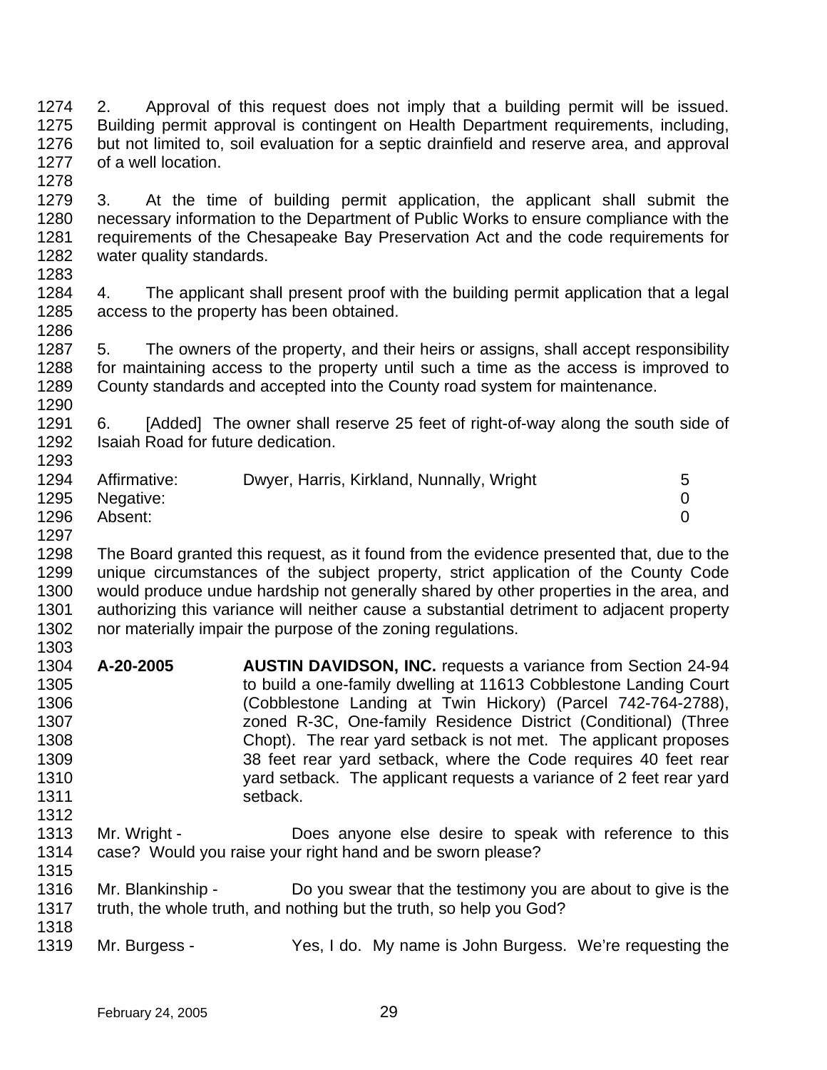2. Approval of this request does not imply that a building permit will be issued. Building permit approval is contingent on Health Department requirements, including, but not limited to, soil evaluation for a septic drainfield and reserve area, and approval of a well location.

3. At the time of building permit application, the applicant shall submit the necessary information to the Department of Public Works to ensure compliance with the requirements of the Chesapeake Bay Preservation Act and the code requirements for water quality standards.

4. The applicant shall present proof with the building permit application that a legal access to the property has been obtained.

5. The owners of the property, and their heirs or assigns, shall accept responsibility for maintaining access to the property until such a time as the access is improved to County standards and accepted into the County road system for maintenance.

6. [Added] The owner shall reserve 25 feet of right-of-way along the south side of Isaiah Road for future dedication.

| | | |
|---|---|---|
| Affirmative: | Dwyer, Harris, Kirkland, Nunnally, Wright | 5 |
| Negative: | | 0 |
| Absent: | | 0 |

The Board granted this request, as it found from the evidence presented that, due to the unique circumstances of the subject property, strict application of the County Code would produce undue hardship not generally shared by other properties in the area, and authorizing this variance will neither cause a substantial detriment to adjacent property nor materially impair the purpose of the zoning regulations.

**A-20-2005** **AUSTIN DAVIDSON, INC.** requests a variance from Section 24-94 to build a one-family dwelling at 11613 Cobblestone Landing Court (Cobblestone Landing at Twin Hickory) (Parcel 742-764-2788), zoned R-3C, One-family Residence District (Conditional) (Three Chopt). The rear yard setback is not met. The applicant proposes 38 feet rear yard setback, where the Code requires 40 feet rear yard setback. The applicant requests a variance of 2 feet rear yard setback.

Mr. Wright - Does anyone else desire to speak with reference to this case? Would you raise your right hand and be sworn please?

Mr. Blankinship - Do you swear that the testimony you are about to give is the truth, the whole truth, and nothing but the truth, so help you God?

Mr. Burgess - Yes, I do. My name is John Burgess. We're requesting the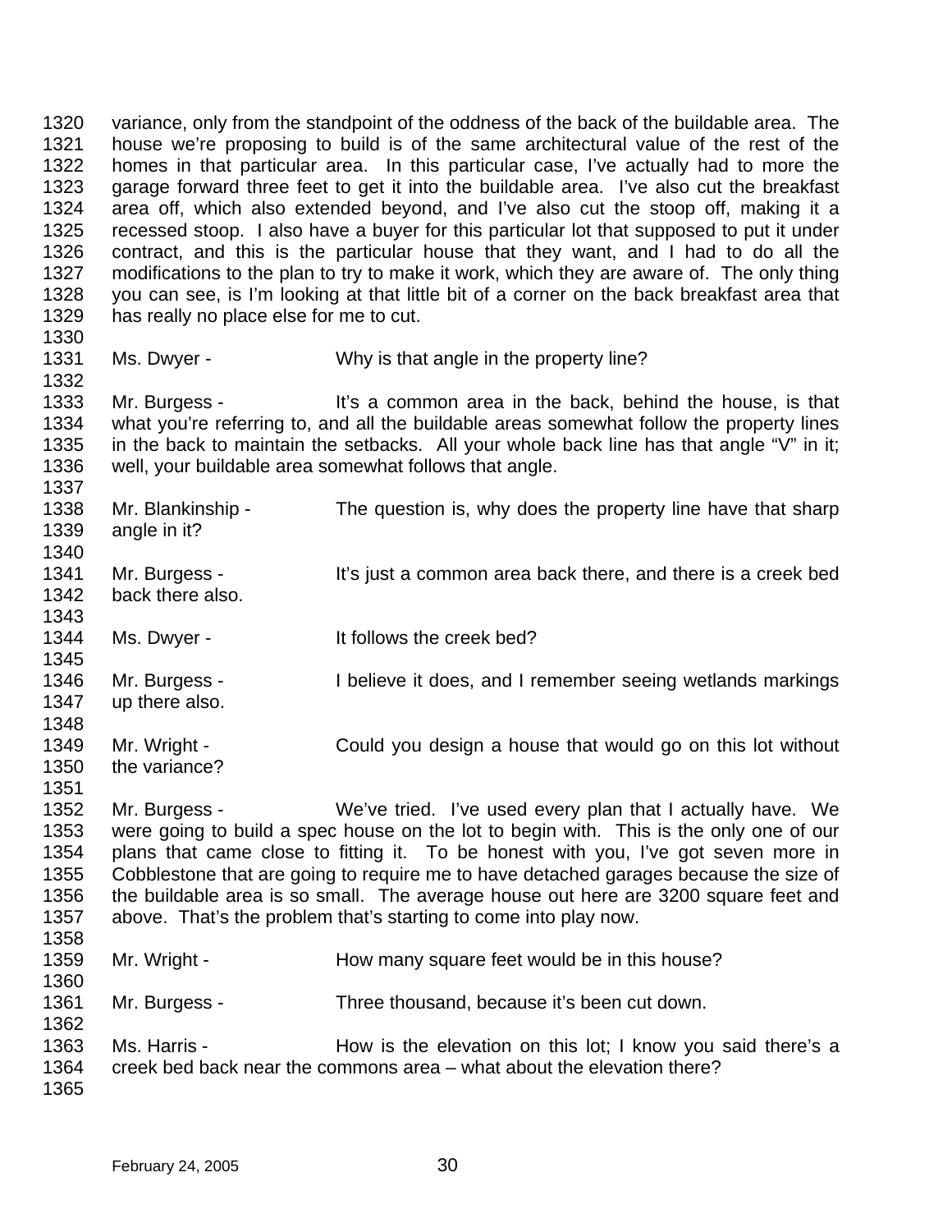variance, only from the standpoint of the oddness of the back of the buildable area. The house we're proposing to build is of the same architectural value of the rest of the homes in that particular area. In this particular case, I've actually had to more the garage forward three feet to get it into the buildable area. I've also cut the breakfast area off, which also extended beyond, and I've also cut the stoop off, making it a recessed stoop. I also have a buyer for this particular lot that supposed to put it under contract, and this is the particular house that they want, and I had to do all the modifications to the plan to try to make it work, which they are aware of. The only thing you can see, is I'm looking at that little bit of a corner on the back breakfast area that has really no place else for me to cut.

Ms. Dwyer - Why is that angle in the property line?

Mr. Burgess - It's a common area in the back, behind the house, is that what you're referring to, and all the buildable areas somewhat follow the property lines in the back to maintain the setbacks. All your whole back line has that angle "V" in it; well, your buildable area somewhat follows that angle.

Mr. Blankinship - The question is, why does the property line have that sharp angle in it?

Mr. Burgess - It's just a common area back there, and there is a creek bed back there also.

Ms. Dwyer - It follows the creek bed?

Mr. Burgess - I believe it does, and I remember seeing wetlands markings up there also.

Mr. Wright - Could you design a house that would go on this lot without the variance?

Mr. Burgess - We've tried. I've used every plan that I actually have. We were going to build a spec house on the lot to begin with. This is the only one of our plans that came close to fitting it. To be honest with you, I've got seven more in Cobblestone that are going to require me to have detached garages because the size of the buildable area is so small. The average house out here are 3200 square feet and above. That's the problem that's starting to come into play now.

Mr. Wright - How many square feet would be in this house?

Mr. Burgess - Three thousand, because it's been cut down.

Ms. Harris - How is the elevation on this lot; I know you said there's a creek bed back near the commons area – what about the elevation there?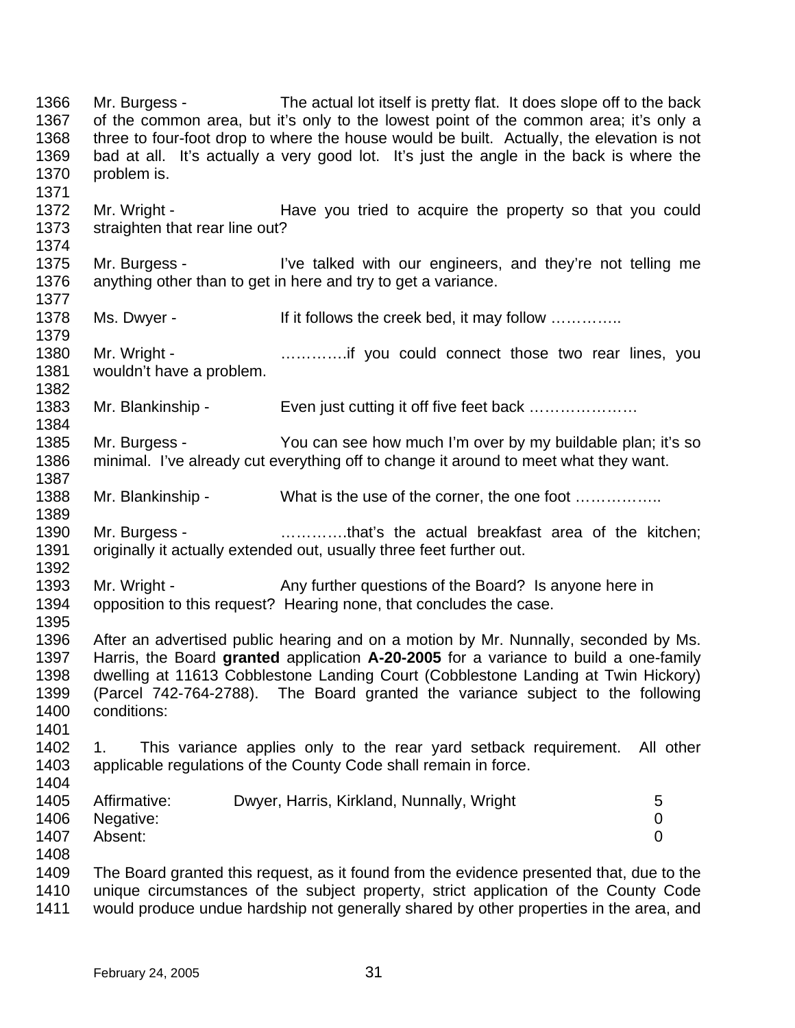Mr. Burgess - The actual lot itself is pretty flat. It does slope off to the back of the common area, but it's only to the lowest point of the common area; it's only a three to four-foot drop to where the house would be built. Actually, the elevation is not bad at all. It's actually a very good lot. It's just the angle in the back is where the problem is.

Mr. Wright - Have you tried to acquire the property so that you could straighten that rear line out?

Mr. Burgess - I've talked with our engineers, and they're not telling me anything other than to get in here and try to get a variance.

Ms. Dwyer - If it follows the creek bed, it may follow …………..

Mr. Wright - ………….if you could connect those two rear lines, you wouldn't have a problem.

Mr. Blankinship - Even just cutting it off five feet back …………………

Mr. Burgess - You can see how much I'm over by my buildable plan; it's so minimal. I've already cut everything off to change it around to meet what they want.

Mr. Blankinship - What is the use of the corner, the one foot ……………..

Mr. Burgess - ………….that's the actual breakfast area of the kitchen; originally it actually extended out, usually three feet further out.

Mr. Wright - Any further questions of the Board? Is anyone here in opposition to this request? Hearing none, that concludes the case.

After an advertised public hearing and on a motion by Mr. Nunnally, seconded by Ms. Harris, the Board **granted** application **A-20-2005** for a variance to build a one-family dwelling at 11613 Cobblestone Landing Court (Cobblestone Landing at Twin Hickory) (Parcel 742-764-2788). The Board granted the variance subject to the following conditions:

1. This variance applies only to the rear yard setback requirement. All other applicable regulations of the County Code shall remain in force.

| | | |
|---|---|---|
| Affirmative: | Dwyer, Harris, Kirkland, Nunnally, Wright | 5 |
| Negative: | | 0 |
| Absent: | | 0 |

The Board granted this request, as it found from the evidence presented that, due to the unique circumstances of the subject property, strict application of the County Code would produce undue hardship not generally shared by other properties in the area, and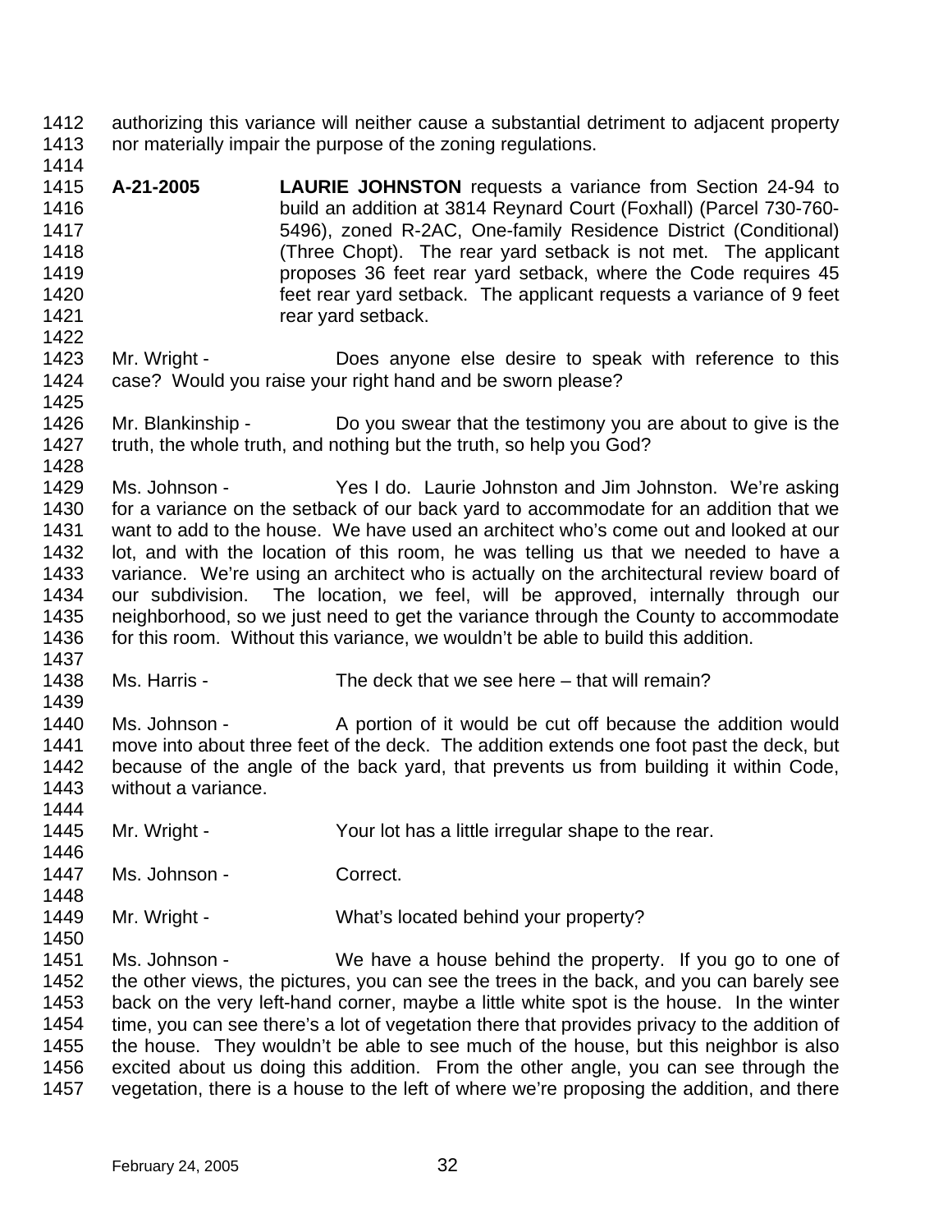authorizing this variance will neither cause a substantial detriment to adjacent property nor materially impair the purpose of the zoning regulations.

**A-21-2005** **LAURIE JOHNSTON** requests a variance from Section 24-94 to build an addition at 3814 Reynard Court (Foxhall) (Parcel 730-760-5496), zoned R-2AC, One-family Residence District (Conditional) (Three Chopt). The rear yard setback is not met. The applicant proposes 36 feet rear yard setback, where the Code requires 45 feet rear yard setback. The applicant requests a variance of 9 feet rear yard setback.

Mr. Wright - Does anyone else desire to speak with reference to this case? Would you raise your right hand and be sworn please?

Mr. Blankinship - Do you swear that the testimony you are about to give is the truth, the whole truth, and nothing but the truth, so help you God?

Ms. Johnson - Yes I do. Laurie Johnston and Jim Johnston. We're asking for a variance on the setback of our back yard to accommodate for an addition that we want to add to the house. We have used an architect who's come out and looked at our lot, and with the location of this room, he was telling us that we needed to have a variance. We're using an architect who is actually on the architectural review board of our subdivision. The location, we feel, will be approved, internally through our neighborhood, so we just need to get the variance through the County to accommodate for this room. Without this variance, we wouldn't be able to build this addition.

Ms. Harris - The deck that we see here – that will remain?

Ms. Johnson - A portion of it would be cut off because the addition would move into about three feet of the deck. The addition extends one foot past the deck, but because of the angle of the back yard, that prevents us from building it within Code, without a variance.

Mr. Wright - Your lot has a little irregular shape to the rear.

Ms. Johnson - Correct.

Mr. Wright - What's located behind your property?

Ms. Johnson - We have a house behind the property. If you go to one of the other views, the pictures, you can see the trees in the back, and you can barely see back on the very left-hand corner, maybe a little white spot is the house. In the winter time, you can see there's a lot of vegetation there that provides privacy to the addition of the house. They wouldn't be able to see much of the house, but this neighbor is also excited about us doing this addition. From the other angle, you can see through the vegetation, there is a house to the left of where we're proposing the addition, and there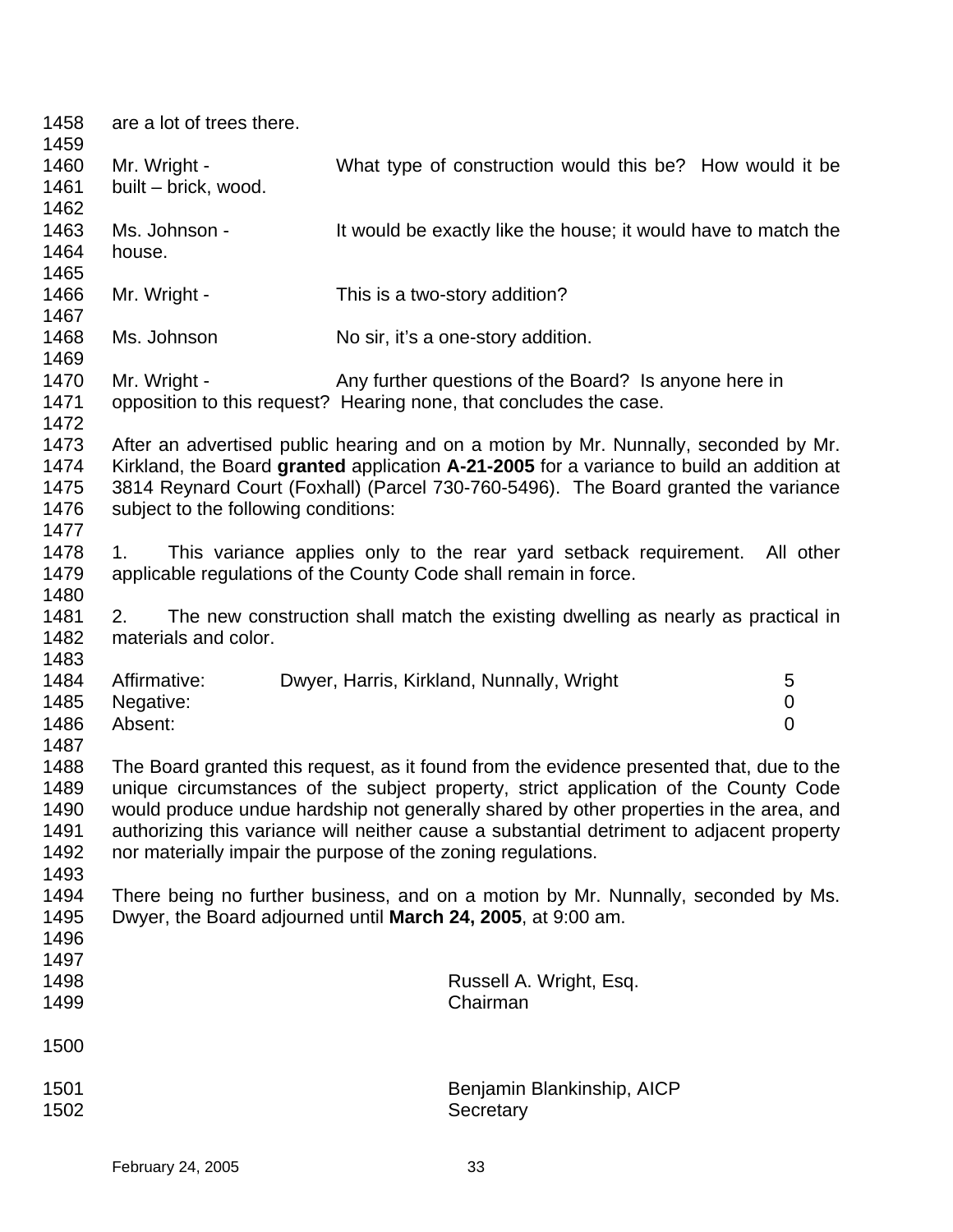are a lot of trees there.

Mr. Wright - What type of construction would this be? How would it be built – brick, wood.

Ms. Johnson - It would be exactly like the house; it would have to match the house.

Mr. Wright - This is a two-story addition?

Ms. Johnson No sir, it's a one-story addition.

Mr. Wright - Any further questions of the Board? Is anyone here in opposition to this request? Hearing none, that concludes the case.

After an advertised public hearing and on a motion by Mr. Nunnally, seconded by Mr. Kirkland, the Board **granted** application **A-21-2005** for a variance to build an addition at 3814 Reynard Court (Foxhall) (Parcel 730-760-5496). The Board granted the variance subject to the following conditions:

1. This variance applies only to the rear yard setback requirement. All other applicable regulations of the County Code shall remain in force.

2. The new construction shall match the existing dwelling as nearly as practical in materials and color.

| | | |
|---|---|---|
| Affirmative: | Dwyer, Harris, Kirkland, Nunnally, Wright | 5 |
| Negative: | | 0 |
| Absent: | | 0 |

The Board granted this request, as it found from the evidence presented that, due to the unique circumstances of the subject property, strict application of the County Code would produce undue hardship not generally shared by other properties in the area, and authorizing this variance will neither cause a substantial detriment to adjacent property nor materially impair the purpose of the zoning regulations.

There being no further business, and on a motion by Mr. Nunnally, seconded by Ms. Dwyer, the Board adjourned until **March 24, 2005**, at 9:00 am.

Russell A. Wright, Esq.
Chairman

Benjamin Blankinship, AICP
Secretary